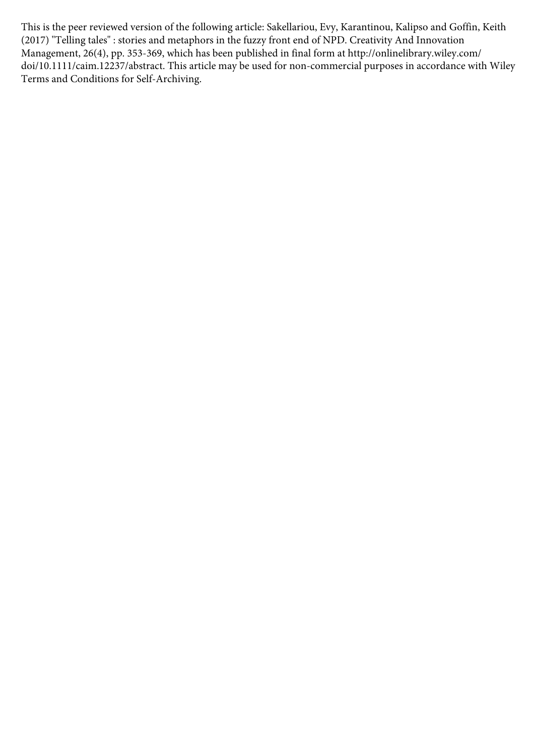This is the peer reviewed version of the following article: Sakellariou, Evy, Karantinou, Kalipso and Goffin, Keith (2017) "Telling tales" : stories and metaphors in the fuzzy front end of NPD. Creativity And Innovation Management, 26(4), pp. 353-369, which has been published in final form at http://onlinelibrary.wiley.com/doi/10.1111/caim.12237/abstract. This article may be used for non-commercial purposes in accordance with Wiley Terms and Conditions for Self-Archiving.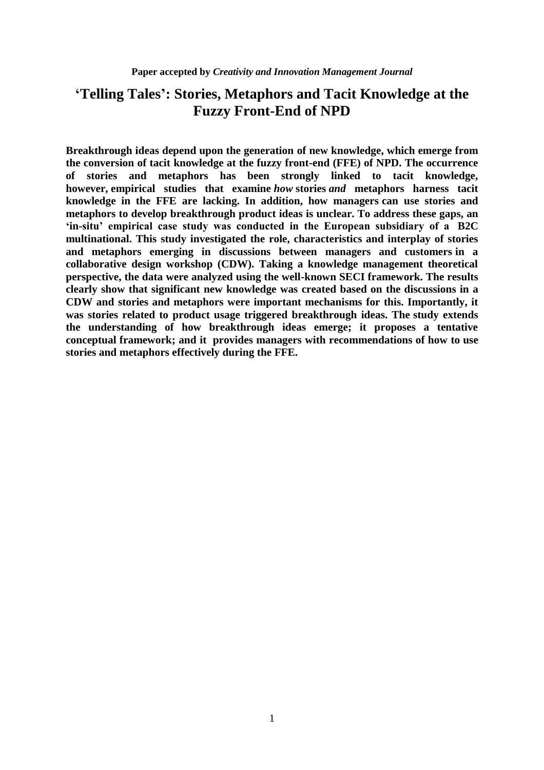**Paper accepted by *Creativity and Innovation Management Journal***

# 'Telling Tales': Stories, Metaphors and Tacit Knowledge at the Fuzzy Front-End of NPD

**Breakthrough ideas depend upon the generation of new knowledge, which emerge from the conversion of tacit knowledge at the fuzzy front-end (FFE) of NPD. The occurrence of stories and metaphors has been strongly linked to tacit knowledge, however, empirical studies that examine *how* stories *and* metaphors harness tacit knowledge in the FFE are lacking. In addition, how managers can use stories and metaphors to develop breakthrough product ideas is unclear. To address these gaps, an 'in-situ' empirical case study was conducted in the European subsidiary of a B2C multinational. This study investigated the role, characteristics and interplay of stories and metaphors emerging in discussions between managers and customers in a collaborative design workshop (CDW). Taking a knowledge management theoretical perspective, the data were analyzed using the well-known SECI framework. The results clearly show that significant new knowledge was created based on the discussions in a CDW and stories and metaphors were important mechanisms for this. Importantly, it was stories related to product usage triggered breakthrough ideas. The study extends the understanding of how breakthrough ideas emerge; it proposes a tentative conceptual framework; and it provides managers with recommendations of how to use stories and metaphors effectively during the FFE.**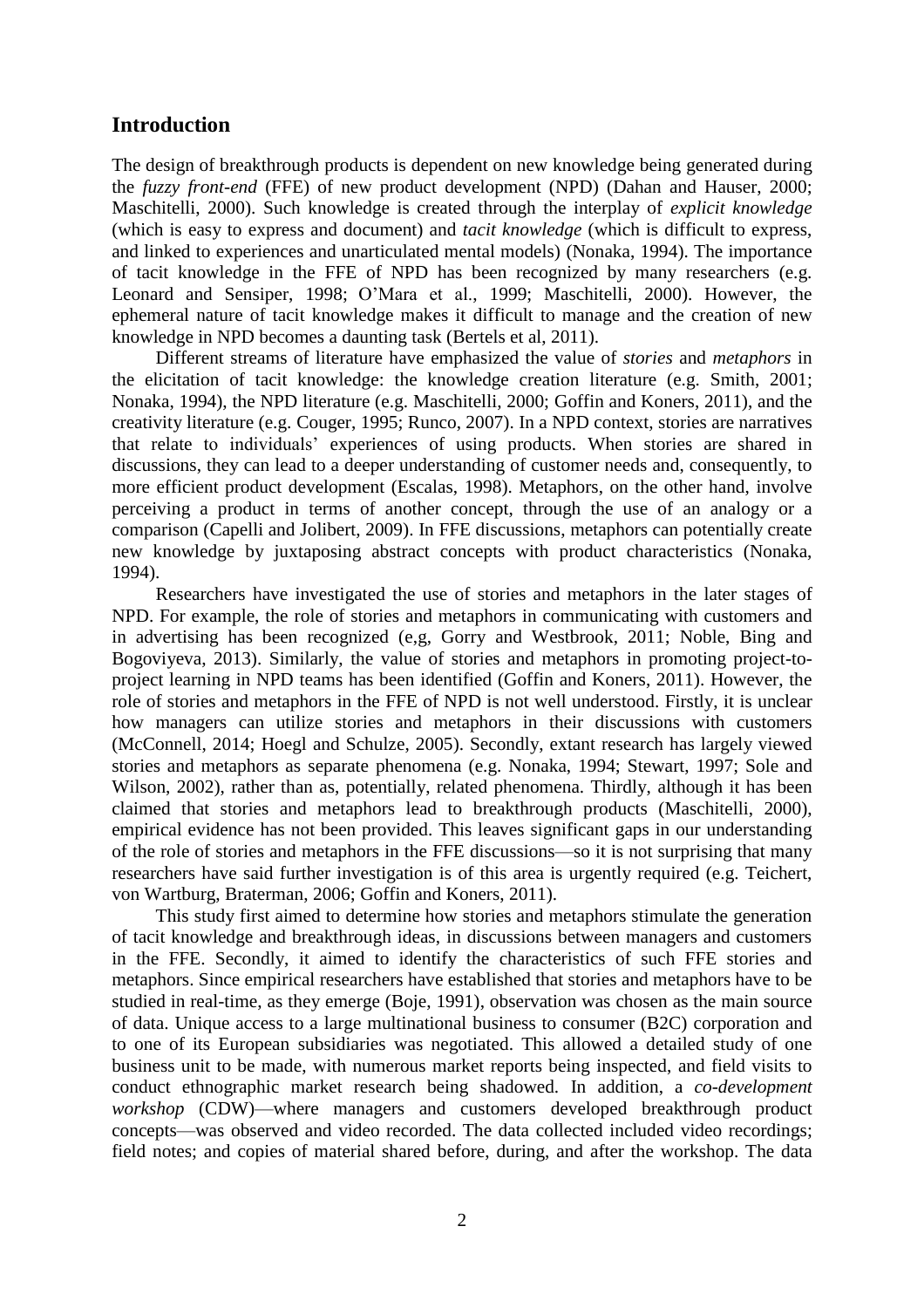## Introduction

The design of breakthrough products is dependent on new knowledge being generated during the *fuzzy front-end* (FFE) of new product development (NPD) (Dahan and Hauser, 2000; Maschitelli, 2000). Such knowledge is created through the interplay of *explicit knowledge* (which is easy to express and document) and *tacit knowledge* (which is difficult to express, and linked to experiences and unarticulated mental models) (Nonaka, 1994). The importance of tacit knowledge in the FFE of NPD has been recognized by many researchers (e.g. Leonard and Sensiper, 1998; O'Mara et al., 1999; Maschitelli, 2000). However, the ephemeral nature of tacit knowledge makes it difficult to manage and the creation of new knowledge in NPD becomes a daunting task (Bertels et al, 2011).

Different streams of literature have emphasized the value of *stories* and *metaphors* in the elicitation of tacit knowledge: the knowledge creation literature (e.g. Smith, 2001; Nonaka, 1994), the NPD literature (e.g. Maschitelli, 2000; Goffin and Koners, 2011), and the creativity literature (e.g. Couger, 1995; Runco, 2007). In a NPD context, stories are narratives that relate to individuals' experiences of using products. When stories are shared in discussions, they can lead to a deeper understanding of customer needs and, consequently, to more efficient product development (Escalas, 1998). Metaphors, on the other hand, involve perceiving a product in terms of another concept, through the use of an analogy or a comparison (Capelli and Jolibert, 2009). In FFE discussions, metaphors can potentially create new knowledge by juxtaposing abstract concepts with product characteristics (Nonaka, 1994).

Researchers have investigated the use of stories and metaphors in the later stages of NPD. For example, the role of stories and metaphors in communicating with customers and in advertising has been recognized (e,g, Gorry and Westbrook, 2011; Noble, Bing and Bogoviyeva, 2013). Similarly, the value of stories and metaphors in promoting project-to-project learning in NPD teams has been identified (Goffin and Koners, 2011). However, the role of stories and metaphors in the FFE of NPD is not well understood. Firstly, it is unclear how managers can utilize stories and metaphors in their discussions with customers (McConnell, 2014; Hoegl and Schulze, 2005). Secondly, extant research has largely viewed stories and metaphors as separate phenomena (e.g. Nonaka, 1994; Stewart, 1997; Sole and Wilson, 2002), rather than as, potentially, related phenomena. Thirdly, although it has been claimed that stories and metaphors lead to breakthrough products (Maschitelli, 2000), empirical evidence has not been provided. This leaves significant gaps in our understanding of the role of stories and metaphors in the FFE discussions—so it is not surprising that many researchers have said further investigation is of this area is urgently required (e.g. Teichert, von Wartburg, Braterman, 2006; Goffin and Koners, 2011).

This study first aimed to determine how stories and metaphors stimulate the generation of tacit knowledge and breakthrough ideas, in discussions between managers and customers in the FFE. Secondly, it aimed to identify the characteristics of such FFE stories and metaphors. Since empirical researchers have established that stories and metaphors have to be studied in real-time, as they emerge (Boje, 1991), observation was chosen as the main source of data. Unique access to a large multinational business to consumer (B2C) corporation and to one of its European subsidiaries was negotiated. This allowed a detailed study of one business unit to be made, with numerous market reports being inspected, and field visits to conduct ethnographic market research being shadowed. In addition, a *co-development workshop* (CDW)—where managers and customers developed breakthrough product concepts—was observed and video recorded. The data collected included video recordings; field notes; and copies of material shared before, during, and after the workshop. The data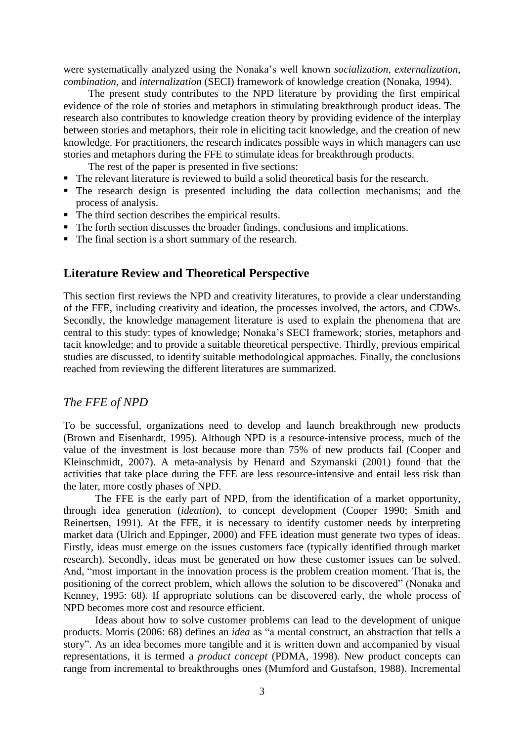were systematically analyzed using the Nonaka's well known *socialization*, *externalization*, *combination*, and *internalization* (SECI) framework of knowledge creation (Nonaka, 1994).

The present study contributes to the NPD literature by providing the first empirical evidence of the role of stories and metaphors in stimulating breakthrough product ideas. The research also contributes to knowledge creation theory by providing evidence of the interplay between stories and metaphors, their role in eliciting tacit knowledge, and the creation of new knowledge. For practitioners, the research indicates possible ways in which managers can use stories and metaphors during the FFE to stimulate ideas for breakthrough products.

The rest of the paper is presented in five sections:

- The relevant literature is reviewed to build a solid theoretical basis for the research.
- The research design is presented including the data collection mechanisms; and the process of analysis.
- The third section describes the empirical results.
- The forth section discusses the broader findings, conclusions and implications.
- The final section is a short summary of the research.

## Literature Review and Theoretical Perspective

This section first reviews the NPD and creativity literatures, to provide a clear understanding of the FFE, including creativity and ideation, the processes involved, the actors, and CDWs. Secondly, the knowledge management literature is used to explain the phenomena that are central to this study: types of knowledge; Nonaka's SECI framework; stories, metaphors and tacit knowledge; and to provide a suitable theoretical perspective. Thirdly, previous empirical studies are discussed, to identify suitable methodological approaches. Finally, the conclusions reached from reviewing the different literatures are summarized.

### *The FFE of NPD*

To be successful, organizations need to develop and launch breakthrough new products (Brown and Eisenhardt, 1995). Although NPD is a resource-intensive process, much of the value of the investment is lost because more than 75% of new products fail (Cooper and Kleinschmidt, 2007). A meta-analysis by Henard and Szymanski (2001) found that the activities that take place during the FFE are less resource-intensive and entail less risk than the later, more costly phases of NPD.

The FFE is the early part of NPD, from the identification of a market opportunity, through idea generation (*ideation*), to concept development (Cooper 1990; Smith and Reinertsen, 1991). At the FFE, it is necessary to identify customer needs by interpreting market data (Ulrich and Eppinger, 2000) and FFE ideation must generate two types of ideas. Firstly, ideas must emerge on the issues customers face (typically identified through market research). Secondly, ideas must be generated on how these customer issues can be solved. And, "most important in the innovation process is the problem creation moment. That is, the positioning of the correct problem, which allows the solution to be discovered" (Nonaka and Kenney, 1995: 68). If appropriate solutions can be discovered early, the whole process of NPD becomes more cost and resource efficient.

Ideas about how to solve customer problems can lead to the development of unique products. Morris (2006: 68) defines an *idea* as "a mental construct, an abstraction that tells a story". As an idea becomes more tangible and it is written down and accompanied by visual representations, it is termed a *product concept* (PDMA, 1998). New product concepts can range from incremental to breakthroughs ones (Mumford and Gustafson, 1988). Incremental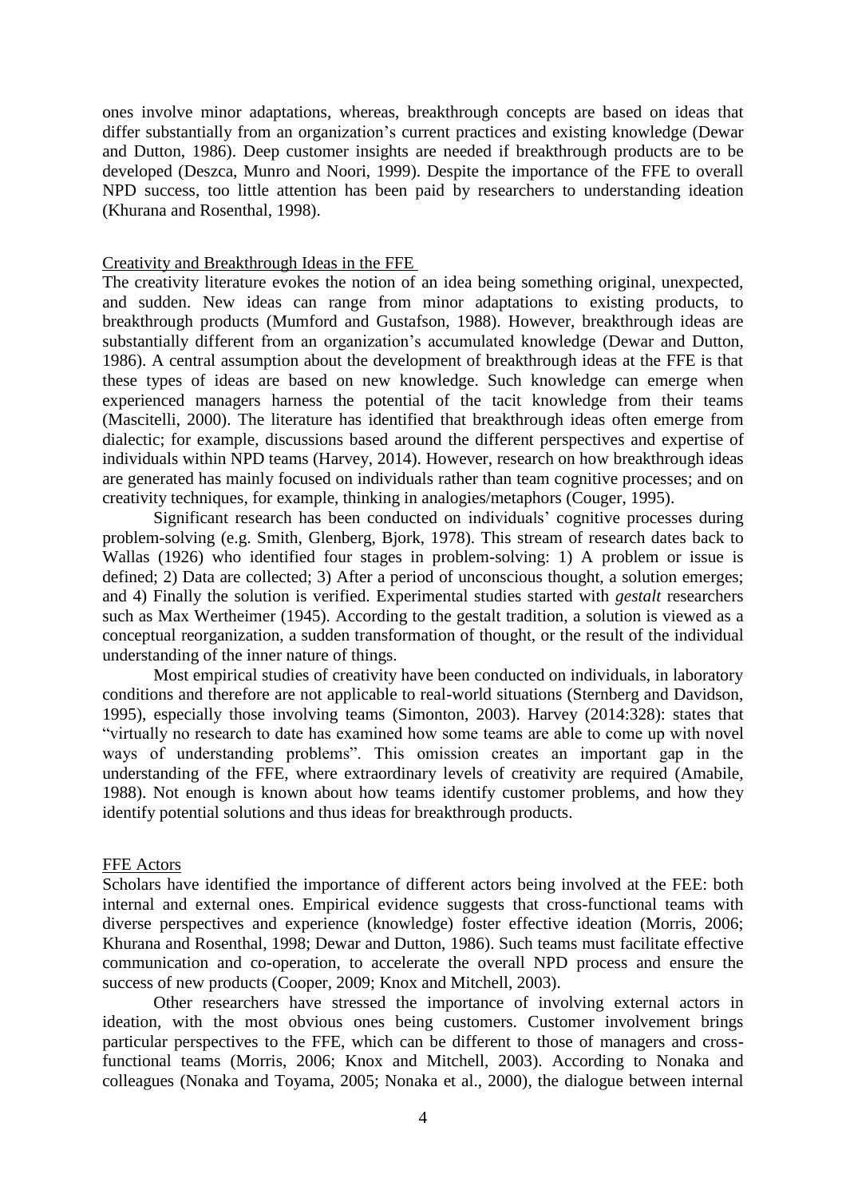ones involve minor adaptations, whereas, breakthrough concepts are based on ideas that differ substantially from an organization's current practices and existing knowledge (Dewar and Dutton, 1986). Deep customer insights are needed if breakthrough products are to be developed (Deszca, Munro and Noori, 1999). Despite the importance of the FFE to overall NPD success, too little attention has been paid by researchers to understanding ideation (Khurana and Rosenthal, 1998).

### Creativity and Breakthrough Ideas in the FFE

The creativity literature evokes the notion of an idea being something original, unexpected, and sudden. New ideas can range from minor adaptations to existing products, to breakthrough products (Mumford and Gustafson, 1988). However, breakthrough ideas are substantially different from an organization's accumulated knowledge (Dewar and Dutton, 1986). A central assumption about the development of breakthrough ideas at the FFE is that these types of ideas are based on new knowledge. Such knowledge can emerge when experienced managers harness the potential of the tacit knowledge from their teams (Mascitelli, 2000). The literature has identified that breakthrough ideas often emerge from dialectic; for example, discussions based around the different perspectives and expertise of individuals within NPD teams (Harvey, 2014). However, research on how breakthrough ideas are generated has mainly focused on individuals rather than team cognitive processes; and on creativity techniques, for example, thinking in analogies/metaphors (Couger, 1995).

Significant research has been conducted on individuals' cognitive processes during problem-solving (e.g. Smith, Glenberg, Bjork, 1978). This stream of research dates back to Wallas (1926) who identified four stages in problem-solving: 1) A problem or issue is defined; 2) Data are collected; 3) After a period of unconscious thought, a solution emerges; and 4) Finally the solution is verified. Experimental studies started with *gestalt* researchers such as Max Wertheimer (1945). According to the gestalt tradition, a solution is viewed as a conceptual reorganization, a sudden transformation of thought, or the result of the individual understanding of the inner nature of things.

Most empirical studies of creativity have been conducted on individuals, in laboratory conditions and therefore are not applicable to real-world situations (Sternberg and Davidson, 1995), especially those involving teams (Simonton, 2003). Harvey (2014:328): states that "virtually no research to date has examined how some teams are able to come up with novel ways of understanding problems". This omission creates an important gap in the understanding of the FFE, where extraordinary levels of creativity are required (Amabile, 1988). Not enough is known about how teams identify customer problems, and how they identify potential solutions and thus ideas for breakthrough products.

### FFE Actors

Scholars have identified the importance of different actors being involved at the FEE: both internal and external ones. Empirical evidence suggests that cross-functional teams with diverse perspectives and experience (knowledge) foster effective ideation (Morris, 2006; Khurana and Rosenthal, 1998; Dewar and Dutton, 1986). Such teams must facilitate effective communication and co-operation, to accelerate the overall NPD process and ensure the success of new products (Cooper, 2009; Knox and Mitchell, 2003).

Other researchers have stressed the importance of involving external actors in ideation, with the most obvious ones being customers. Customer involvement brings particular perspectives to the FFE, which can be different to those of managers and cross-functional teams (Morris, 2006; Knox and Mitchell, 2003). According to Nonaka and colleagues (Nonaka and Toyama, 2005; Nonaka et al., 2000), the dialogue between internal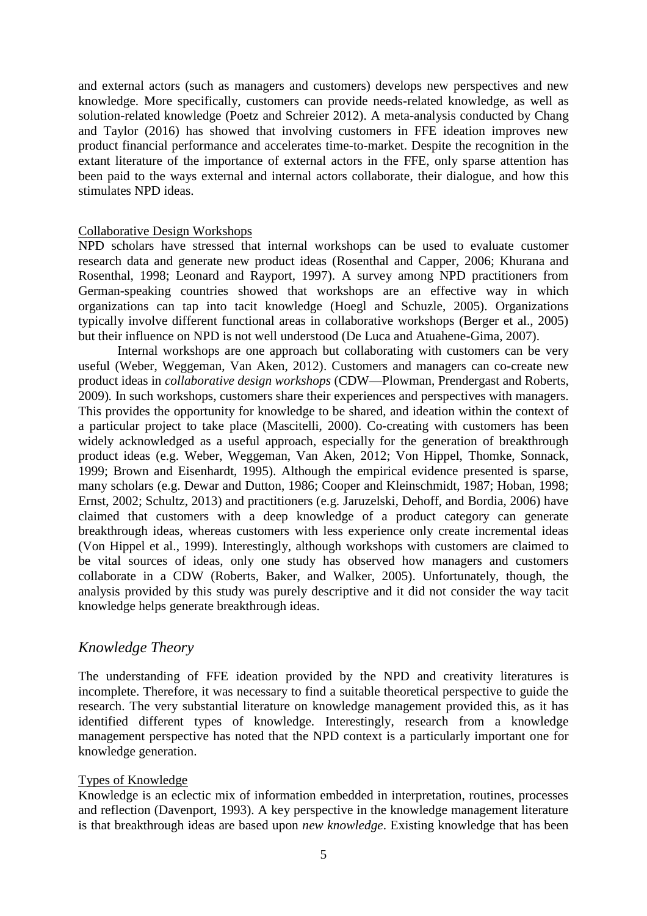and external actors (such as managers and customers) develops new perspectives and new knowledge. More specifically, customers can provide needs-related knowledge, as well as solution-related knowledge (Poetz and Schreier 2012). A meta-analysis conducted by Chang and Taylor (2016) has showed that involving customers in FFE ideation improves new product financial performance and accelerates time-to-market. Despite the recognition in the extant literature of the importance of external actors in the FFE, only sparse attention has been paid to the ways external and internal actors collaborate, their dialogue, and how this stimulates NPD ideas.

### Collaborative Design Workshops

NPD scholars have stressed that internal workshops can be used to evaluate customer research data and generate new product ideas (Rosenthal and Capper, 2006; Khurana and Rosenthal, 1998; Leonard and Rayport, 1997). A survey among NPD practitioners from German-speaking countries showed that workshops are an effective way in which organizations can tap into tacit knowledge (Hoegl and Schuzle, 2005). Organizations typically involve different functional areas in collaborative workshops (Berger et al., 2005) but their influence on NPD is not well understood (De Luca and Atuahene-Gima, 2007).

Internal workshops are one approach but collaborating with customers can be very useful (Weber, Weggeman, Van Aken, 2012). Customers and managers can co-create new product ideas in *collaborative design workshops* (CDW—Plowman, Prendergast and Roberts, 2009). In such workshops, customers share their experiences and perspectives with managers. This provides the opportunity for knowledge to be shared, and ideation within the context of a particular project to take place (Mascitelli, 2000). Co-creating with customers has been widely acknowledged as a useful approach, especially for the generation of breakthrough product ideas (e.g. Weber, Weggeman, Van Aken, 2012; Von Hippel, Thomke, Sonnack, 1999; Brown and Eisenhardt, 1995). Although the empirical evidence presented is sparse, many scholars (e.g. Dewar and Dutton, 1986; Cooper and Kleinschmidt, 1987; Hoban, 1998; Ernst, 2002; Schultz, 2013) and practitioners (e.g. Jaruzelski, Dehoff, and Bordia, 2006) have claimed that customers with a deep knowledge of a product category can generate breakthrough ideas, whereas customers with less experience only create incremental ideas (Von Hippel et al., 1999). Interestingly, although workshops with customers are claimed to be vital sources of ideas, only one study has observed how managers and customers collaborate in a CDW (Roberts, Baker, and Walker, 2005). Unfortunately, though, the analysis provided by this study was purely descriptive and it did not consider the way tacit knowledge helps generate breakthrough ideas.

## *Knowledge Theory*

The understanding of FFE ideation provided by the NPD and creativity literatures is incomplete. Therefore, it was necessary to find a suitable theoretical perspective to guide the research. The very substantial literature on knowledge management provided this, as it has identified different types of knowledge. Interestingly, research from a knowledge management perspective has noted that the NPD context is a particularly important one for knowledge generation.

### Types of Knowledge

Knowledge is an eclectic mix of information embedded in interpretation, routines, processes and reflection (Davenport, 1993). A key perspective in the knowledge management literature is that breakthrough ideas are based upon *new knowledge*. Existing knowledge that has been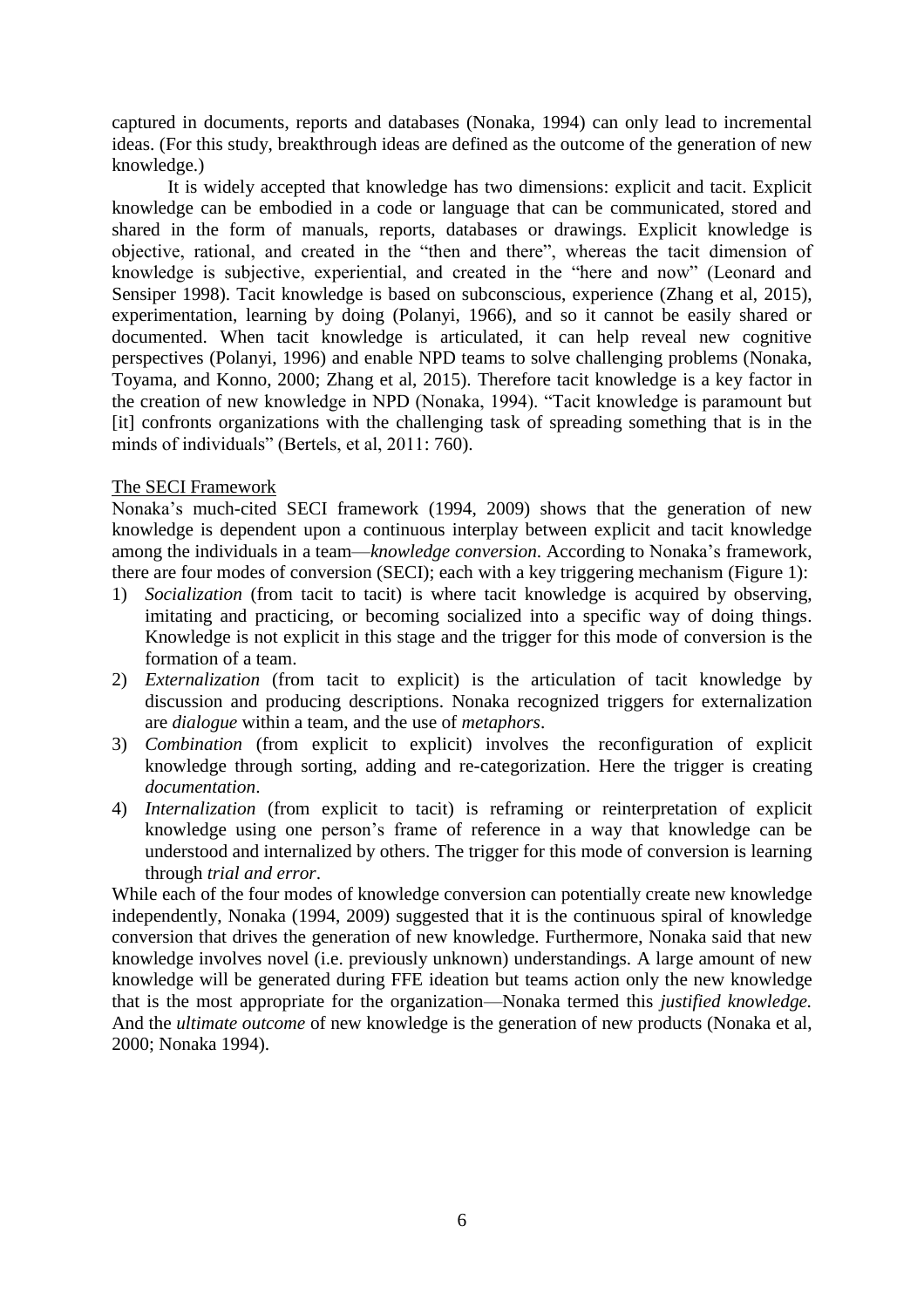captured in documents, reports and databases (Nonaka, 1994) can only lead to incremental ideas. (For this study, breakthrough ideas are defined as the outcome of the generation of new knowledge.)

It is widely accepted that knowledge has two dimensions: explicit and tacit. Explicit knowledge can be embodied in a code or language that can be communicated, stored and shared in the form of manuals, reports, databases or drawings. Explicit knowledge is objective, rational, and created in the "then and there", whereas the tacit dimension of knowledge is subjective, experiential, and created in the "here and now" (Leonard and Sensiper 1998). Tacit knowledge is based on subconscious, experience (Zhang et al, 2015), experimentation, learning by doing (Polanyi, 1966), and so it cannot be easily shared or documented. When tacit knowledge is articulated, it can help reveal new cognitive perspectives (Polanyi, 1996) and enable NPD teams to solve challenging problems (Nonaka, Toyama, and Konno, 2000; Zhang et al, 2015). Therefore tacit knowledge is a key factor in the creation of new knowledge in NPD (Nonaka, 1994). "Tacit knowledge is paramount but [it] confronts organizations with the challenging task of spreading something that is in the minds of individuals" (Bertels, et al, 2011: 760).

The SECI Framework

Nonaka's much-cited SECI framework (1994, 2009) shows that the generation of new knowledge is dependent upon a continuous interplay between explicit and tacit knowledge among the individuals in a team—*knowledge conversion*. According to Nonaka's framework, there are four modes of conversion (SECI); each with a key triggering mechanism (Figure 1):

1) *Socialization* (from tacit to tacit) is where tacit knowledge is acquired by observing, imitating and practicing, or becoming socialized into a specific way of doing things. Knowledge is not explicit in this stage and the trigger for this mode of conversion is the formation of a team.
2) *Externalization* (from tacit to explicit) is the articulation of tacit knowledge by discussion and producing descriptions. Nonaka recognized triggers for externalization are *dialogue* within a team, and the use of *metaphors*.
3) *Combination* (from explicit to explicit) involves the reconfiguration of explicit knowledge through sorting, adding and re-categorization. Here the trigger is creating *documentation*.
4) *Internalization* (from explicit to tacit) is reframing or reinterpretation of explicit knowledge using one person's frame of reference in a way that knowledge can be understood and internalized by others. The trigger for this mode of conversion is learning through *trial and error*.

While each of the four modes of knowledge conversion can potentially create new knowledge independently, Nonaka (1994, 2009) suggested that it is the continuous spiral of knowledge conversion that drives the generation of new knowledge. Furthermore, Nonaka said that new knowledge involves novel (i.e. previously unknown) understandings. A large amount of new knowledge will be generated during FFE ideation but teams action only the new knowledge that is the most appropriate for the organization—Nonaka termed this *justified knowledge.* And the *ultimate outcome* of new knowledge is the generation of new products (Nonaka et al, 2000; Nonaka 1994).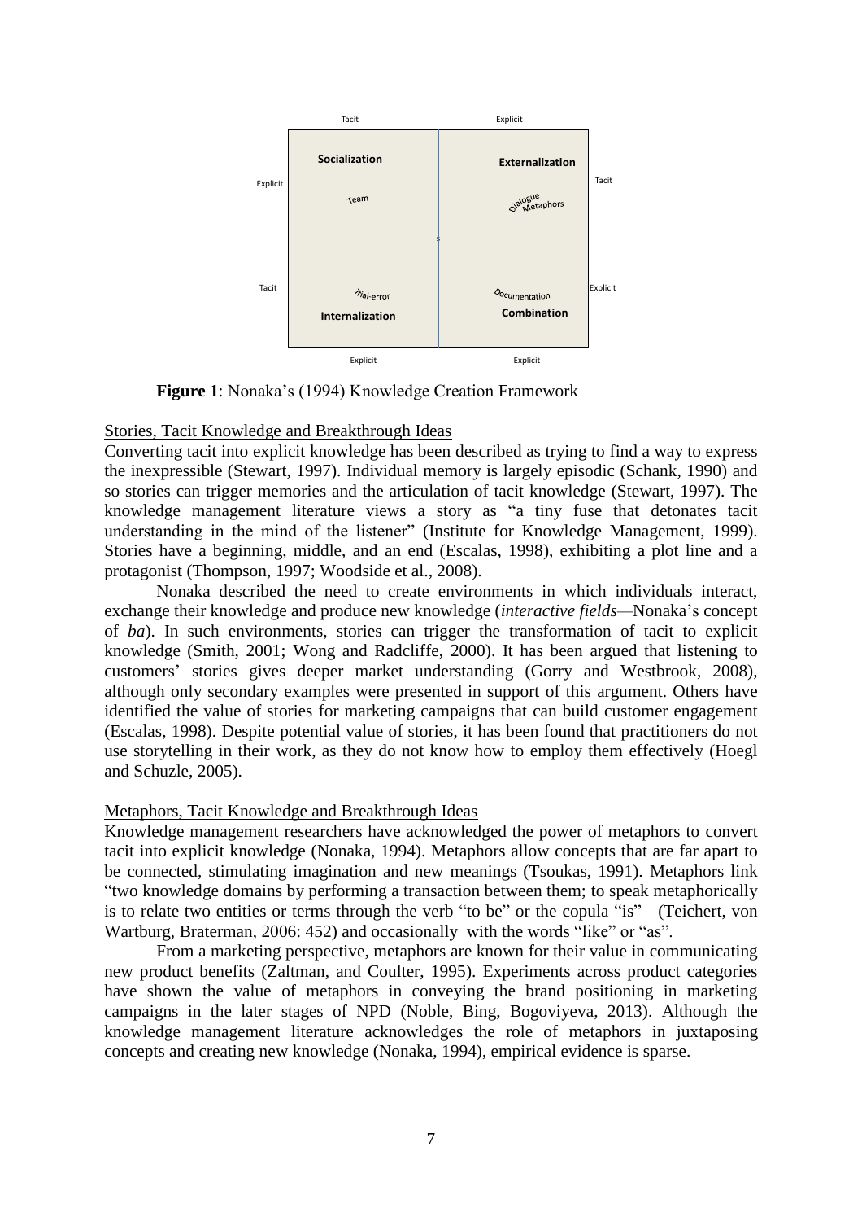| | Tacit | Explicit | |
|---|---|---|---|
| Explicit | **Socialization**<br>Team | **Externalization**<br>Dialogue Metaphors | Tacit |
| Tacit | Trial-error<br>**Internalization** | Documentation<br>**Combination** | Explicit |
| | Explicit | Explicit | |

**Figure 1**: Nonaka's (1994) Knowledge Creation Framework

Stories, Tacit Knowledge and Breakthrough Ideas

Converting tacit into explicit knowledge has been described as trying to find a way to express the inexpressible (Stewart, 1997). Individual memory is largely episodic (Schank, 1990) and so stories can trigger memories and the articulation of tacit knowledge (Stewart, 1997). The knowledge management literature views a story as "a tiny fuse that detonates tacit understanding in the mind of the listener" (Institute for Knowledge Management, 1999). Stories have a beginning, middle, and an end (Escalas, 1998), exhibiting a plot line and a protagonist (Thompson, 1997; Woodside et al., 2008).

Nonaka described the need to create environments in which individuals interact, exchange their knowledge and produce new knowledge (*interactive fields*—Nonaka's concept of *ba*). In such environments, stories can trigger the transformation of tacit to explicit knowledge (Smith, 2001; Wong and Radcliffe, 2000). It has been argued that listening to customers' stories gives deeper market understanding (Gorry and Westbrook, 2008), although only secondary examples were presented in support of this argument. Others have identified the value of stories for marketing campaigns that can build customer engagement (Escalas, 1998). Despite potential value of stories, it has been found that practitioners do not use storytelling in their work, as they do not know how to employ them effectively (Hoegl and Schuzle, 2005).

Metaphors, Tacit Knowledge and Breakthrough Ideas

Knowledge management researchers have acknowledged the power of metaphors to convert tacit into explicit knowledge (Nonaka, 1994). Metaphors allow concepts that are far apart to be connected, stimulating imagination and new meanings (Tsoukas, 1991). Metaphors link "two knowledge domains by performing a transaction between them; to speak metaphorically is to relate two entities or terms through the verb "to be" or the copula "is" (Teichert, von Wartburg, Braterman, 2006: 452) and occasionally with the words "like" or "as".

From a marketing perspective, metaphors are known for their value in communicating new product benefits (Zaltman, and Coulter, 1995). Experiments across product categories have shown the value of metaphors in conveying the brand positioning in marketing campaigns in the later stages of NPD (Noble, Bing, Bogoviyeva, 2013). Although the knowledge management literature acknowledges the role of metaphors in juxtaposing concepts and creating new knowledge (Nonaka, 1994), empirical evidence is sparse.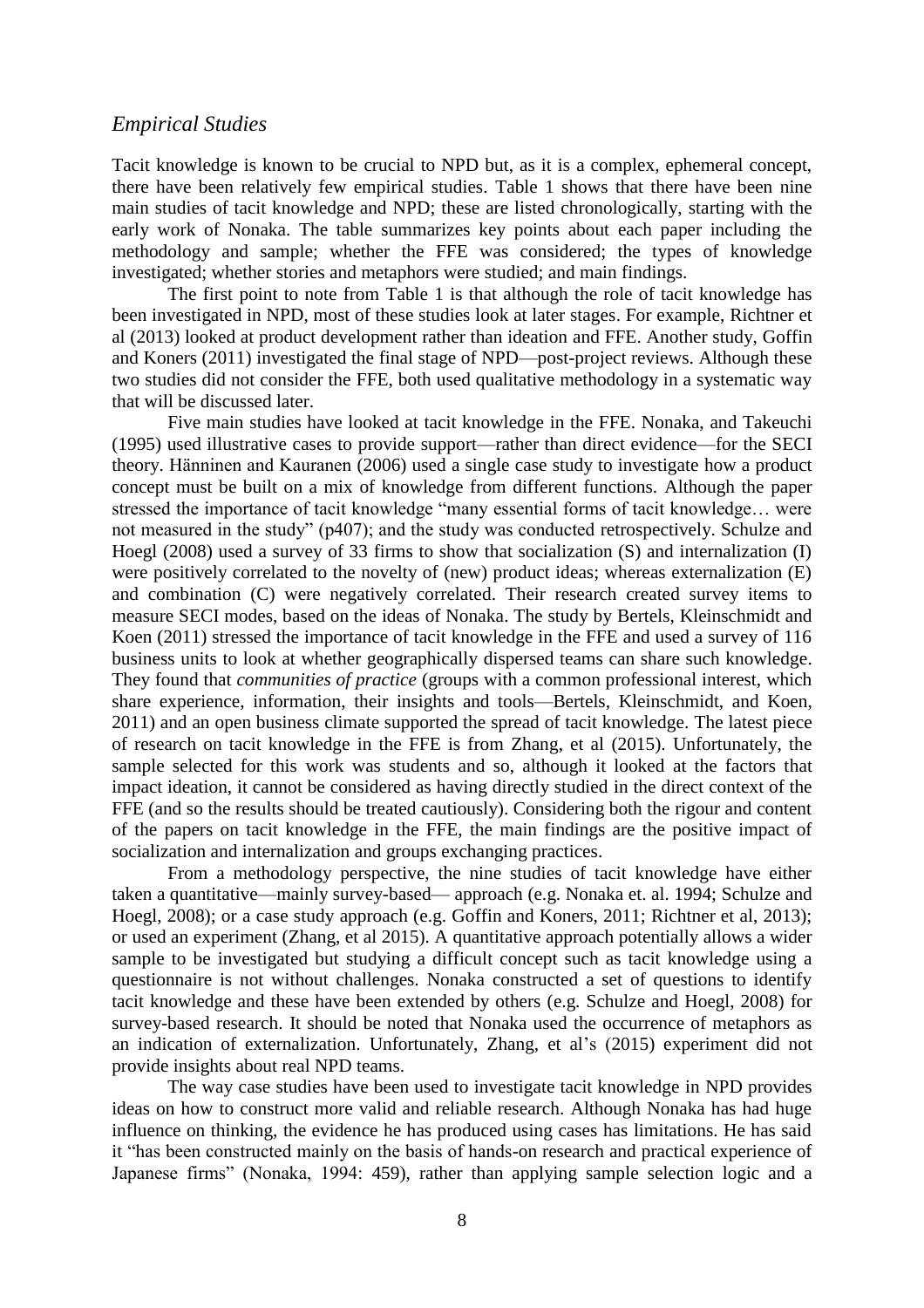## *Empirical Studies*

Tacit knowledge is known to be crucial to NPD but, as it is a complex, ephemeral concept, there have been relatively few empirical studies. Table 1 shows that there have been nine main studies of tacit knowledge and NPD; these are listed chronologically, starting with the early work of Nonaka. The table summarizes key points about each paper including the methodology and sample; whether the FFE was considered; the types of knowledge investigated; whether stories and metaphors were studied; and main findings.

The first point to note from Table 1 is that although the role of tacit knowledge has been investigated in NPD, most of these studies look at later stages. For example, Richtner et al (2013) looked at product development rather than ideation and FFE. Another study, Goffin and Koners (2011) investigated the final stage of NPD—post-project reviews. Although these two studies did not consider the FFE, both used qualitative methodology in a systematic way that will be discussed later.

Five main studies have looked at tacit knowledge in the FFE. Nonaka, and Takeuchi (1995) used illustrative cases to provide support—rather than direct evidence—for the SECI theory. Hänninen and Kauranen (2006) used a single case study to investigate how a product concept must be built on a mix of knowledge from different functions. Although the paper stressed the importance of tacit knowledge "many essential forms of tacit knowledge… were not measured in the study" (p407); and the study was conducted retrospectively. Schulze and Hoegl (2008) used a survey of 33 firms to show that socialization (S) and internalization (I) were positively correlated to the novelty of (new) product ideas; whereas externalization (E) and combination (C) were negatively correlated. Their research created survey items to measure SECI modes, based on the ideas of Nonaka. The study by Bertels, Kleinschmidt and Koen (2011) stressed the importance of tacit knowledge in the FFE and used a survey of 116 business units to look at whether geographically dispersed teams can share such knowledge. They found that *communities of practice* (groups with a common professional interest, which share experience, information, their insights and tools—Bertels, Kleinschmidt, and Koen, 2011) and an open business climate supported the spread of tacit knowledge. The latest piece of research on tacit knowledge in the FFE is from Zhang, et al (2015). Unfortunately, the sample selected for this work was students and so, although it looked at the factors that impact ideation, it cannot be considered as having directly studied in the direct context of the FFE (and so the results should be treated cautiously). Considering both the rigour and content of the papers on tacit knowledge in the FFE, the main findings are the positive impact of socialization and internalization and groups exchanging practices.

From a methodology perspective, the nine studies of tacit knowledge have either taken a quantitative—mainly survey-based— approach (e.g. Nonaka et. al. 1994; Schulze and Hoegl, 2008); or a case study approach (e.g. Goffin and Koners, 2011; Richtner et al, 2013); or used an experiment (Zhang, et al 2015). A quantitative approach potentially allows a wider sample to be investigated but studying a difficult concept such as tacit knowledge using a questionnaire is not without challenges. Nonaka constructed a set of questions to identify tacit knowledge and these have been extended by others (e.g. Schulze and Hoegl, 2008) for survey-based research. It should be noted that Nonaka used the occurrence of metaphors as an indication of externalization. Unfortunately, Zhang, et al's (2015) experiment did not provide insights about real NPD teams.

The way case studies have been used to investigate tacit knowledge in NPD provides ideas on how to construct more valid and reliable research. Although Nonaka has had huge influence on thinking, the evidence he has produced using cases has limitations. He has said it "has been constructed mainly on the basis of hands-on research and practical experience of Japanese firms" (Nonaka, 1994: 459), rather than applying sample selection logic and a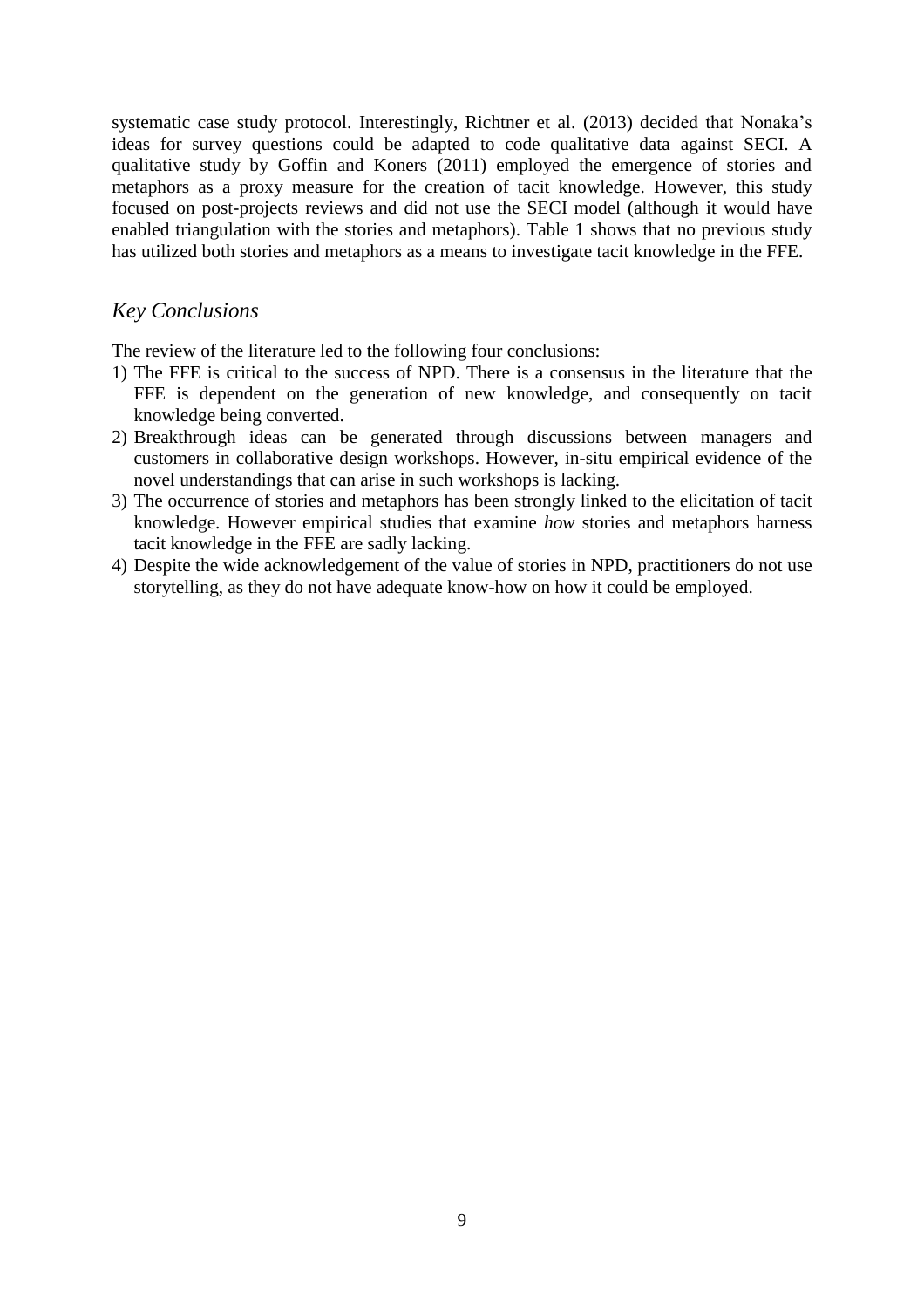systematic case study protocol. Interestingly, Richtner et al. (2013) decided that Nonaka's ideas for survey questions could be adapted to code qualitative data against SECI. A qualitative study by Goffin and Koners (2011) employed the emergence of stories and metaphors as a proxy measure for the creation of tacit knowledge. However, this study focused on post-projects reviews and did not use the SECI model (although it would have enabled triangulation with the stories and metaphors). Table 1 shows that no previous study has utilized both stories and metaphors as a means to investigate tacit knowledge in the FFE.

## *Key Conclusions*

The review of the literature led to the following four conclusions:

1) The FFE is critical to the success of NPD. There is a consensus in the literature that the FFE is dependent on the generation of new knowledge, and consequently on tacit knowledge being converted.
2) Breakthrough ideas can be generated through discussions between managers and customers in collaborative design workshops. However, in-situ empirical evidence of the novel understandings that can arise in such workshops is lacking.
3) The occurrence of stories and metaphors has been strongly linked to the elicitation of tacit knowledge. However empirical studies that examine *how* stories and metaphors harness tacit knowledge in the FFE are sadly lacking.
4) Despite the wide acknowledgement of the value of stories in NPD, practitioners do not use storytelling, as they do not have adequate know-how on how it could be employed.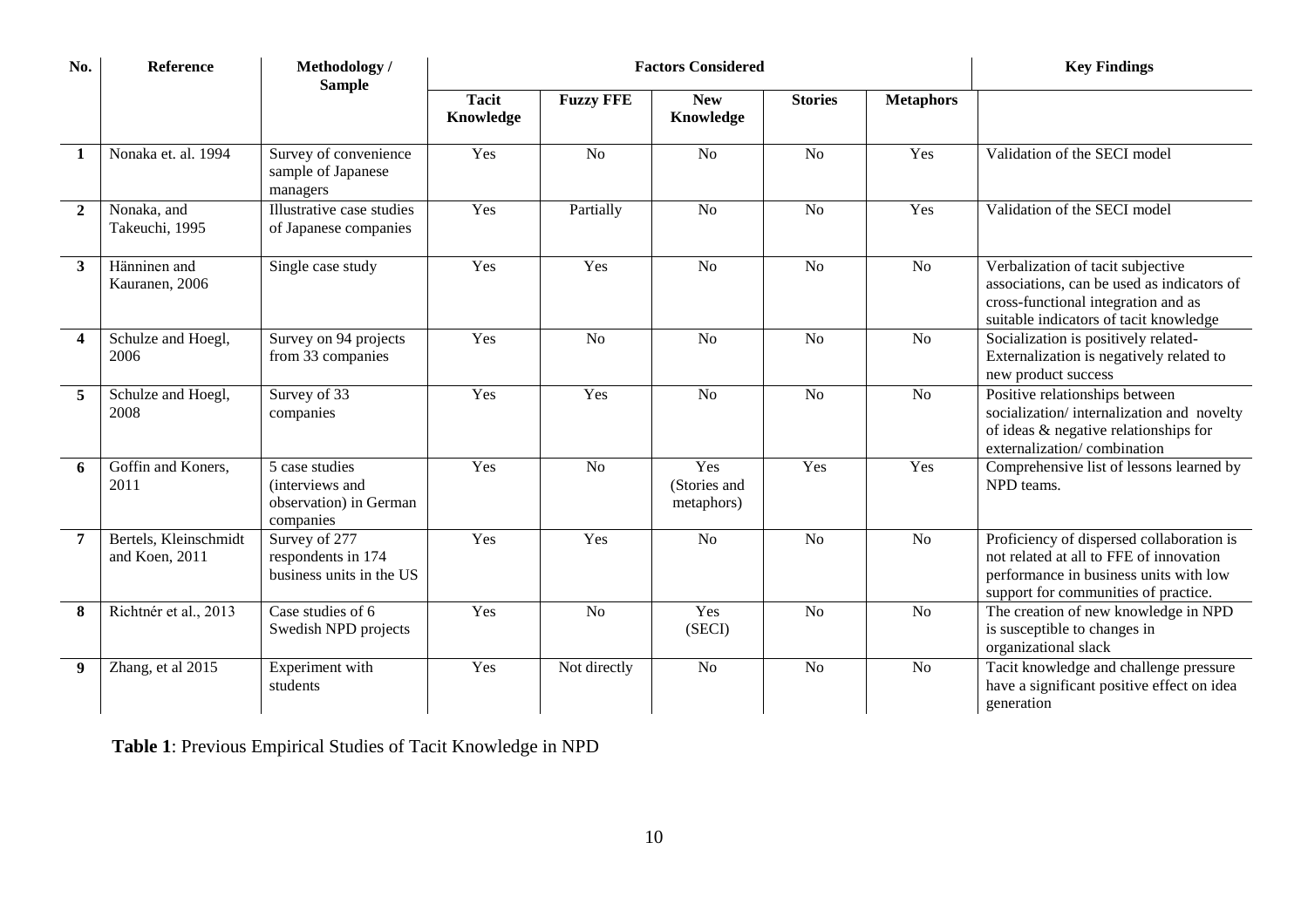| No. | Reference | Methodology / Sample | Factors Considered | | | | | Key Findings |
|---|---|---|---|---|---|---|---|---|
| | | | **Tacit Knowledge** | **Fuzzy FFE** | **New Knowledge** | **Stories** | **Metaphors** | |
| **1** | Nonaka et. al. 1994 | Survey of convenience sample of Japanese managers | Yes | No | No | No | Yes | Validation of the SECI model |
| **2** | Nonaka, and Takeuchi, 1995 | Illustrative case studies of Japanese companies | Yes | Partially | No | No | Yes | Validation of the SECI model |
| **3** | Hänninen and Kauranen, 2006 | Single case study | Yes | Yes | No | No | No | Verbalization of tacit subjective associations, can be used as indicators of cross-functional integration and as suitable indicators of tacit knowledge |
| **4** | Schulze and Hoegl, 2006 | Survey on 94 projects from 33 companies | Yes | No | No | No | No | Socialization is positively related- Externalization is negatively related to new product success |
| **5** | Schulze and Hoegl, 2008 | Survey of 33 companies | Yes | Yes | No | No | No | Positive relationships between socialization/ internalization and novelty of ideas & negative relationships for externalization/ combination |
| **6** | Goffin and Koners, 2011 | 5 case studies (interviews and observation) in German companies | Yes | No | Yes (Stories and metaphors) | Yes | Yes | Comprehensive list of lessons learned by NPD teams. |
| **7** | Bertels, Kleinschmidt and Koen, 2011 | Survey of 277 respondents in 174 business units in the US | Yes | Yes | No | No | No | Proficiency of dispersed collaboration is not related at all to FFE of innovation performance in business units with low support for communities of practice. |
| **8** | Richtnér et al., 2013 | Case studies of 6 Swedish NPD projects | Yes | No | Yes (SECI) | No | No | The creation of new knowledge in NPD is susceptible to changes in organizational slack |
| **9** | Zhang, et al 2015 | Experiment with students | Yes | Not directly | No | No | No | Tacit knowledge and challenge pressure have a significant positive effect on idea generation |

**Table 1**: Previous Empirical Studies of Tacit Knowledge in NPD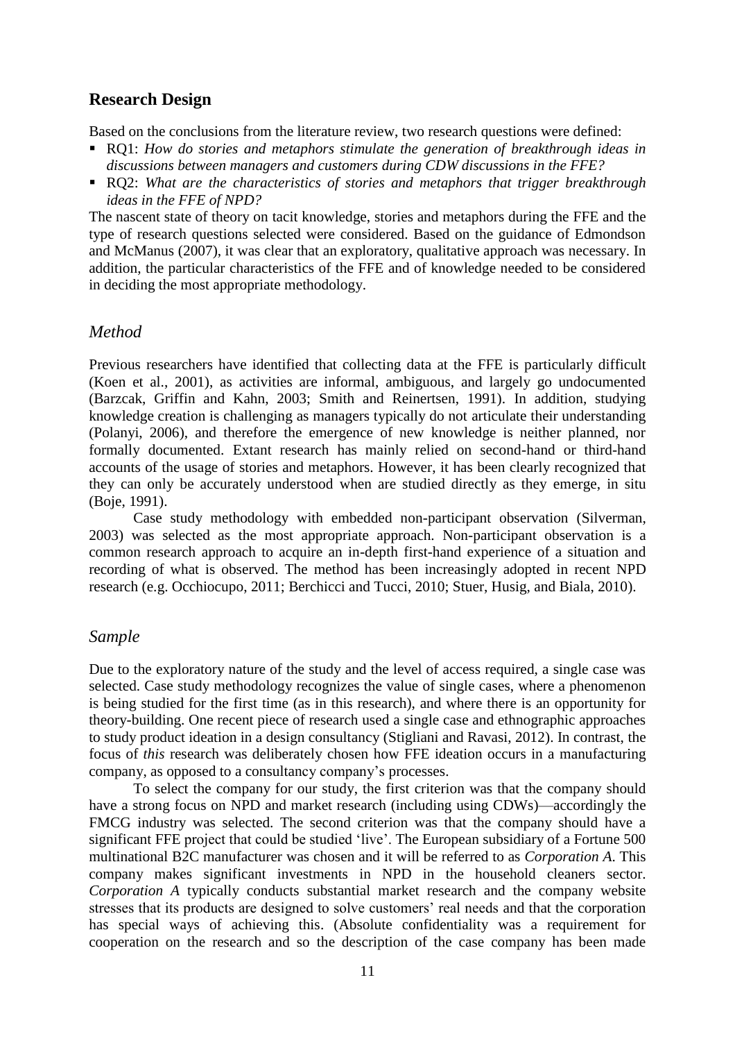## Research Design

Based on the conclusions from the literature review, two research questions were defined:

- RQ1: *How do stories and metaphors stimulate the generation of breakthrough ideas in discussions between managers and customers during CDW discussions in the FFE?*
- RQ2: *What are the characteristics of stories and metaphors that trigger breakthrough ideas in the FFE of NPD?*

The nascent state of theory on tacit knowledge, stories and metaphors during the FFE and the type of research questions selected were considered. Based on the guidance of Edmondson and McManus (2007), it was clear that an exploratory, qualitative approach was necessary. In addition, the particular characteristics of the FFE and of knowledge needed to be considered in deciding the most appropriate methodology.

### *Method*

Previous researchers have identified that collecting data at the FFE is particularly difficult (Koen et al., 2001), as activities are informal, ambiguous, and largely go undocumented (Barzcak, Griffin and Kahn, 2003; Smith and Reinertsen, 1991). In addition, studying knowledge creation is challenging as managers typically do not articulate their understanding (Polanyi, 2006), and therefore the emergence of new knowledge is neither planned, nor formally documented. Extant research has mainly relied on second-hand or third-hand accounts of the usage of stories and metaphors. However, it has been clearly recognized that they can only be accurately understood when are studied directly as they emerge, in situ (Boje, 1991).

Case study methodology with embedded non-participant observation (Silverman, 2003) was selected as the most appropriate approach. Non-participant observation is a common research approach to acquire an in-depth first-hand experience of a situation and recording of what is observed. The method has been increasingly adopted in recent NPD research (e.g. Occhiocupo, 2011; Berchicci and Tucci, 2010; Stuer, Husig, and Biala, 2010).

### *Sample*

Due to the exploratory nature of the study and the level of access required, a single case was selected. Case study methodology recognizes the value of single cases, where a phenomenon is being studied for the first time (as in this research), and where there is an opportunity for theory-building. One recent piece of research used a single case and ethnographic approaches to study product ideation in a design consultancy (Stigliani and Ravasi, 2012). In contrast, the focus of *this* research was deliberately chosen how FFE ideation occurs in a manufacturing company, as opposed to a consultancy company's processes.

To select the company for our study, the first criterion was that the company should have a strong focus on NPD and market research (including using CDWs)—accordingly the FMCG industry was selected. The second criterion was that the company should have a significant FFE project that could be studied 'live'. The European subsidiary of a Fortune 500 multinational B2C manufacturer was chosen and it will be referred to as *Corporation A*. This company makes significant investments in NPD in the household cleaners sector. *Corporation A* typically conducts substantial market research and the company website stresses that its products are designed to solve customers' real needs and that the corporation has special ways of achieving this. (Absolute confidentiality was a requirement for cooperation on the research and so the description of the case company has been made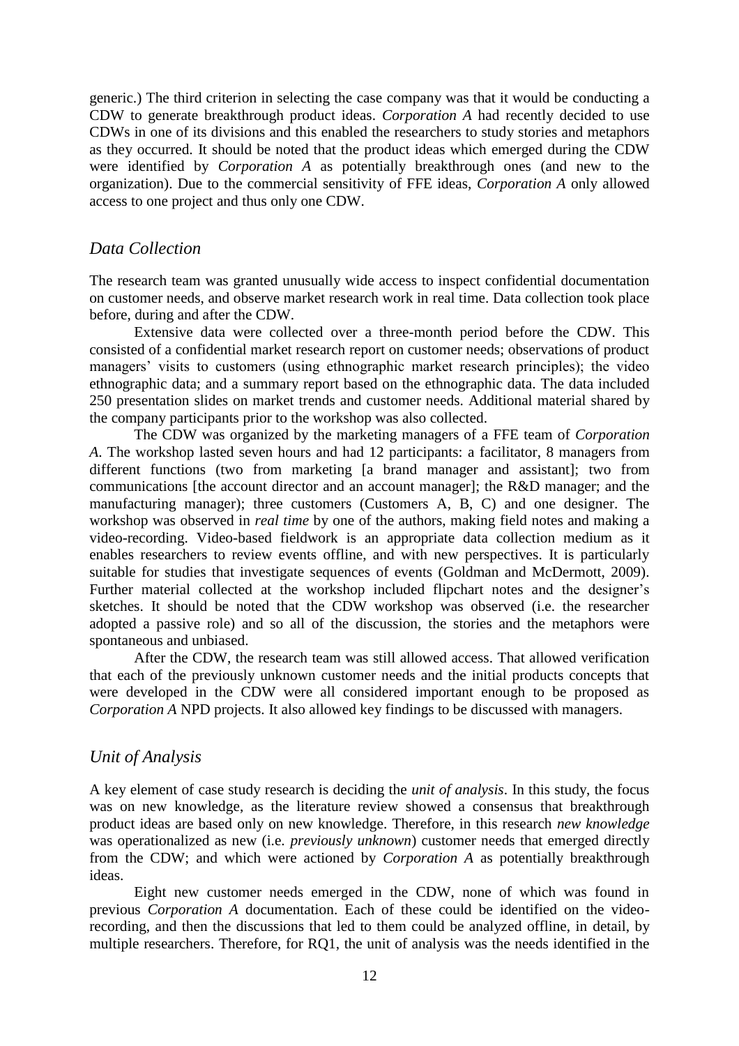generic.) The third criterion in selecting the case company was that it would be conducting a CDW to generate breakthrough product ideas. *Corporation A* had recently decided to use CDWs in one of its divisions and this enabled the researchers to study stories and metaphors as they occurred. It should be noted that the product ideas which emerged during the CDW were identified by *Corporation A* as potentially breakthrough ones (and new to the organization). Due to the commercial sensitivity of FFE ideas, *Corporation A* only allowed access to one project and thus only one CDW.

## *Data Collection*

The research team was granted unusually wide access to inspect confidential documentation on customer needs, and observe market research work in real time. Data collection took place before, during and after the CDW.

Extensive data were collected over a three-month period before the CDW. This consisted of a confidential market research report on customer needs; observations of product managers' visits to customers (using ethnographic market research principles); the video ethnographic data; and a summary report based on the ethnographic data. The data included 250 presentation slides on market trends and customer needs. Additional material shared by the company participants prior to the workshop was also collected.

The CDW was organized by the marketing managers of a FFE team of *Corporation A*. The workshop lasted seven hours and had 12 participants: a facilitator, 8 managers from different functions (two from marketing [a brand manager and assistant]; two from communications [the account director and an account manager]; the R&D manager; and the manufacturing manager); three customers (Customers A, B, C) and one designer. The workshop was observed in *real time* by one of the authors, making field notes and making a video-recording. Video-based fieldwork is an appropriate data collection medium as it enables researchers to review events offline, and with new perspectives. It is particularly suitable for studies that investigate sequences of events (Goldman and McDermott, 2009). Further material collected at the workshop included flipchart notes and the designer's sketches. It should be noted that the CDW workshop was observed (i.e. the researcher adopted a passive role) and so all of the discussion, the stories and the metaphors were spontaneous and unbiased.

After the CDW, the research team was still allowed access. That allowed verification that each of the previously unknown customer needs and the initial products concepts that were developed in the CDW were all considered important enough to be proposed as *Corporation A* NPD projects. It also allowed key findings to be discussed with managers.

## *Unit of Analysis*

A key element of case study research is deciding the *unit of analysis*. In this study, the focus was on new knowledge, as the literature review showed a consensus that breakthrough product ideas are based only on new knowledge. Therefore, in this research *new knowledge* was operationalized as new (i.e. *previously unknown*) customer needs that emerged directly from the CDW; and which were actioned by *Corporation A* as potentially breakthrough ideas.

Eight new customer needs emerged in the CDW, none of which was found in previous *Corporation A* documentation. Each of these could be identified on the video-recording, and then the discussions that led to them could be analyzed offline, in detail, by multiple researchers. Therefore, for RQ1, the unit of analysis was the needs identified in the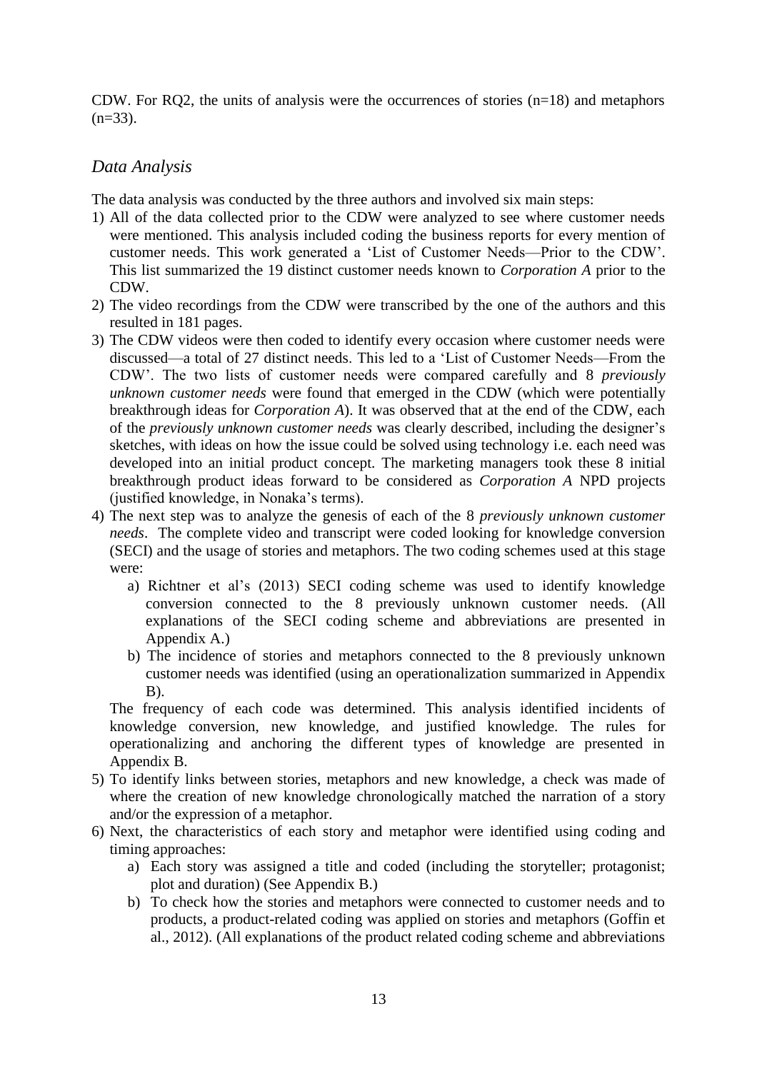CDW. For RQ2, the units of analysis were the occurrences of stories (n=18) and metaphors (n=33).

## *Data Analysis*

The data analysis was conducted by the three authors and involved six main steps:

1) All of the data collected prior to the CDW were analyzed to see where customer needs were mentioned. This analysis included coding the business reports for every mention of customer needs. This work generated a 'List of Customer Needs—Prior to the CDW'. This list summarized the 19 distinct customer needs known to *Corporation A* prior to the CDW.
2) The video recordings from the CDW were transcribed by the one of the authors and this resulted in 181 pages.
3) The CDW videos were then coded to identify every occasion where customer needs were discussed—a total of 27 distinct needs. This led to a 'List of Customer Needs—From the CDW'. The two lists of customer needs were compared carefully and 8 *previously unknown customer needs* were found that emerged in the CDW (which were potentially breakthrough ideas for *Corporation A*). It was observed that at the end of the CDW, each of the *previously unknown customer needs* was clearly described, including the designer's sketches, with ideas on how the issue could be solved using technology i.e. each need was developed into an initial product concept. The marketing managers took these 8 initial breakthrough product ideas forward to be considered as *Corporation A* NPD projects (justified knowledge, in Nonaka's terms).
4) The next step was to analyze the genesis of each of the 8 *previously unknown customer needs*. The complete video and transcript were coded looking for knowledge conversion (SECI) and the usage of stories and metaphors. The two coding schemes used at this stage were:
   a) Richtner et al's (2013) SECI coding scheme was used to identify knowledge conversion connected to the 8 previously unknown customer needs. (All explanations of the SECI coding scheme and abbreviations are presented in Appendix A.)
   b) The incidence of stories and metaphors connected to the 8 previously unknown customer needs was identified (using an operationalization summarized in Appendix B).

   The frequency of each code was determined. This analysis identified incidents of knowledge conversion, new knowledge, and justified knowledge. The rules for operationalizing and anchoring the different types of knowledge are presented in Appendix B.
5) To identify links between stories, metaphors and new knowledge, a check was made of where the creation of new knowledge chronologically matched the narration of a story and/or the expression of a metaphor.
6) Next, the characteristics of each story and metaphor were identified using coding and timing approaches:
   a) Each story was assigned a title and coded (including the storyteller; protagonist; plot and duration) (See Appendix B.)
   b) To check how the stories and metaphors were connected to customer needs and to products, a product-related coding was applied on stories and metaphors (Goffin et al., 2012). (All explanations of the product related coding scheme and abbreviations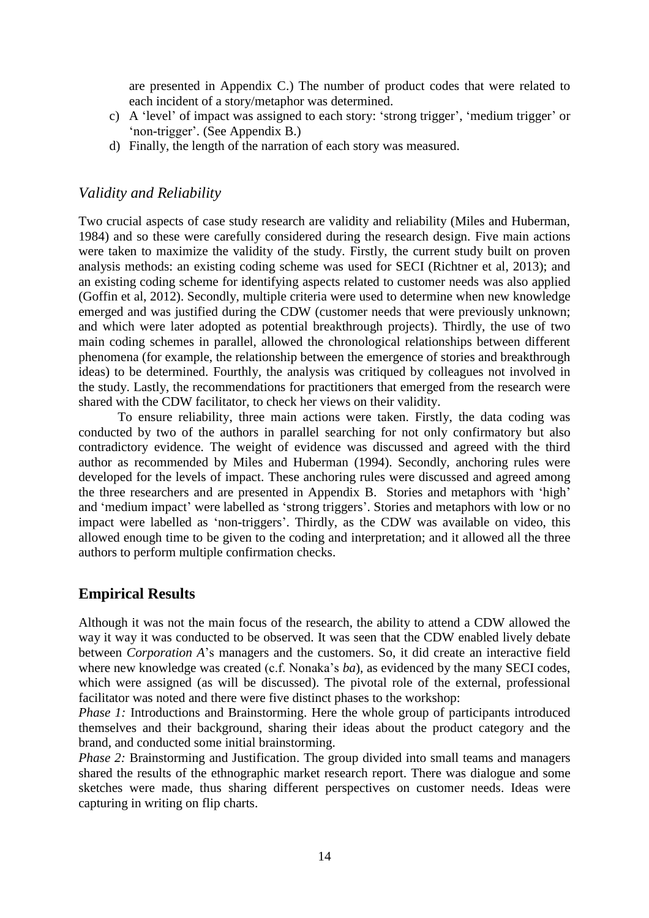are presented in Appendix C.) The number of product codes that were related to each incident of a story/metaphor was determined.

c) A 'level' of impact was assigned to each story: 'strong trigger', 'medium trigger' or 'non-trigger'. (See Appendix B.)
d) Finally, the length of the narration of each story was measured.

### *Validity and Reliability*

Two crucial aspects of case study research are validity and reliability (Miles and Huberman, 1984) and so these were carefully considered during the research design. Five main actions were taken to maximize the validity of the study. Firstly, the current study built on proven analysis methods: an existing coding scheme was used for SECI (Richtner et al, 2013); and an existing coding scheme for identifying aspects related to customer needs was also applied (Goffin et al, 2012). Secondly, multiple criteria were used to determine when new knowledge emerged and was justified during the CDW (customer needs that were previously unknown; and which were later adopted as potential breakthrough projects). Thirdly, the use of two main coding schemes in parallel, allowed the chronological relationships between different phenomena (for example, the relationship between the emergence of stories and breakthrough ideas) to be determined. Fourthly, the analysis was critiqued by colleagues not involved in the study. Lastly, the recommendations for practitioners that emerged from the research were shared with the CDW facilitator, to check her views on their validity.

To ensure reliability, three main actions were taken. Firstly, the data coding was conducted by two of the authors in parallel searching for not only confirmatory but also contradictory evidence. The weight of evidence was discussed and agreed with the third author as recommended by Miles and Huberman (1994). Secondly, anchoring rules were developed for the levels of impact. These anchoring rules were discussed and agreed among the three researchers and are presented in Appendix B. Stories and metaphors with 'high' and 'medium impact' were labelled as 'strong triggers'. Stories and metaphors with low or no impact were labelled as 'non-triggers'. Thirdly, as the CDW was available on video, this allowed enough time to be given to the coding and interpretation; and it allowed all the three authors to perform multiple confirmation checks.

## Empirical Results

Although it was not the main focus of the research, the ability to attend a CDW allowed the way it way it was conducted to be observed. It was seen that the CDW enabled lively debate between *Corporation A*'s managers and the customers. So, it did create an interactive field where new knowledge was created (c.f. Nonaka's *ba*), as evidenced by the many SECI codes, which were assigned (as will be discussed). The pivotal role of the external, professional facilitator was noted and there were five distinct phases to the workshop:

*Phase 1:* Introductions and Brainstorming. Here the whole group of participants introduced themselves and their background, sharing their ideas about the product category and the brand, and conducted some initial brainstorming.

*Phase 2:* Brainstorming and Justification. The group divided into small teams and managers shared the results of the ethnographic market research report. There was dialogue and some sketches were made, thus sharing different perspectives on customer needs. Ideas were capturing in writing on flip charts.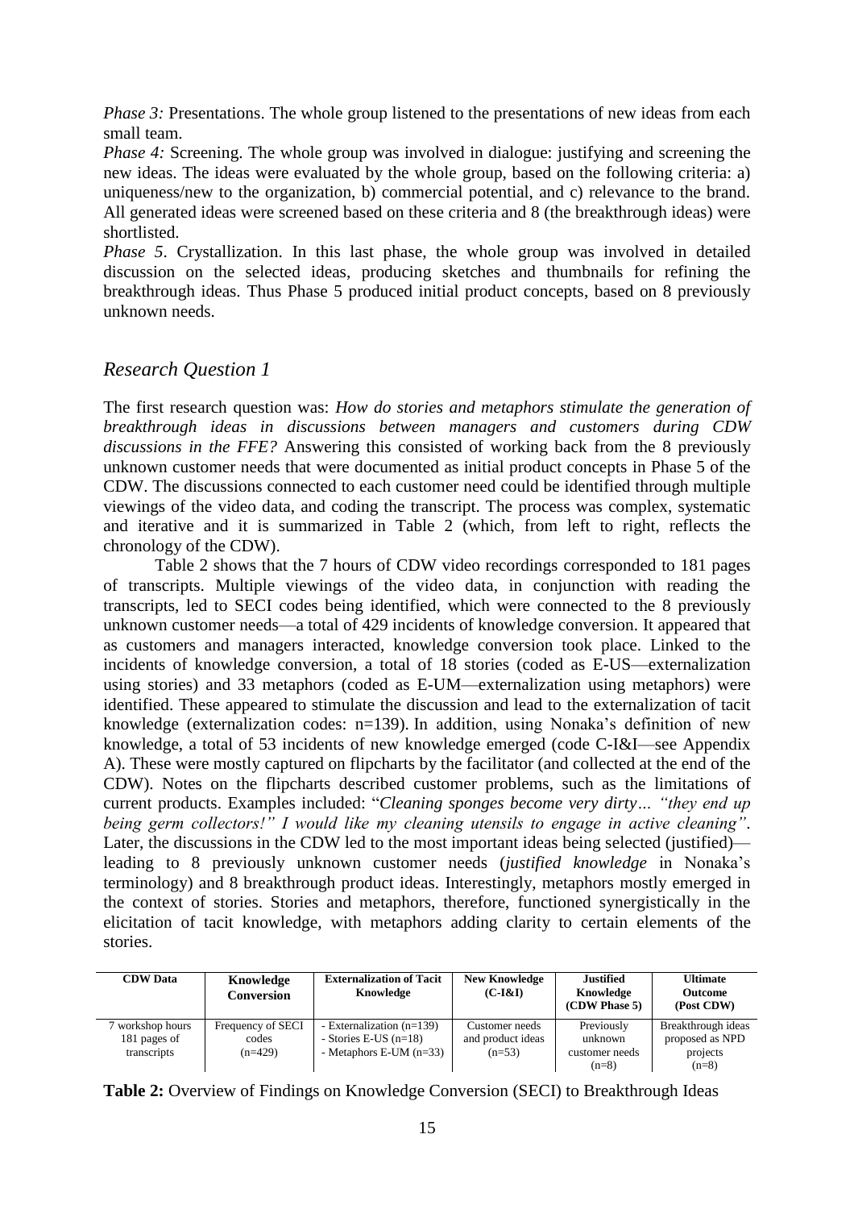*Phase 3:* Presentations. The whole group listened to the presentations of new ideas from each small team.

*Phase 4:* Screening. The whole group was involved in dialogue: justifying and screening the new ideas. The ideas were evaluated by the whole group, based on the following criteria: a) uniqueness/new to the organization, b) commercial potential, and c) relevance to the brand. All generated ideas were screened based on these criteria and 8 (the breakthrough ideas) were shortlisted.

*Phase 5*. Crystallization. In this last phase, the whole group was involved in detailed discussion on the selected ideas, producing sketches and thumbnails for refining the breakthrough ideas. Thus Phase 5 produced initial product concepts, based on 8 previously unknown needs.

## *Research Question 1*

The first research question was: *How do stories and metaphors stimulate the generation of breakthrough ideas in discussions between managers and customers during CDW discussions in the FFE?* Answering this consisted of working back from the 8 previously unknown customer needs that were documented as initial product concepts in Phase 5 of the CDW. The discussions connected to each customer need could be identified through multiple viewings of the video data, and coding the transcript. The process was complex, systematic and iterative and it is summarized in Table 2 (which, from left to right, reflects the chronology of the CDW).

Table 2 shows that the 7 hours of CDW video recordings corresponded to 181 pages of transcripts. Multiple viewings of the video data, in conjunction with reading the transcripts, led to SECI codes being identified, which were connected to the 8 previously unknown customer needs—a total of 429 incidents of knowledge conversion. It appeared that as customers and managers interacted, knowledge conversion took place. Linked to the incidents of knowledge conversion, a total of 18 stories (coded as E-US—externalization using stories) and 33 metaphors (coded as E-UM—externalization using metaphors) were identified. These appeared to stimulate the discussion and lead to the externalization of tacit knowledge (externalization codes: n=139). In addition, using Nonaka's definition of new knowledge, a total of 53 incidents of new knowledge emerged (code C-I&I—see Appendix A). These were mostly captured on flipcharts by the facilitator (and collected at the end of the CDW). Notes on the flipcharts described customer problems, such as the limitations of current products. Examples included: "*Cleaning sponges become very dirty… "they end up being germ collectors!" I would like my cleaning utensils to engage in active cleaning"*. Later, the discussions in the CDW led to the most important ideas being selected (justified)—leading to 8 previously unknown customer needs (*justified knowledge* in Nonaka's terminology) and 8 breakthrough product ideas. Interestingly, metaphors mostly emerged in the context of stories. Stories and metaphors, therefore, functioned synergistically in the elicitation of tacit knowledge, with metaphors adding clarity to certain elements of the stories.

| CDW Data | Knowledge Conversion | Externalization of Tacit Knowledge | New Knowledge (C-I&I) | Justified Knowledge (CDW Phase 5) | Ultimate Outcome (Post CDW) |
|---|---|---|---|---|---|
| 7 workshop hours 181 pages of transcripts | Frequency of SECI codes (n=429) | - Externalization (n=139) - Stories E-US (n=18) - Metaphors E-UM (n=33) | Customer needs and product ideas (n=53) | Previously unknown customer needs (n=8) | Breakthrough ideas proposed as NPD projects (n=8) |

**Table 2:** Overview of Findings on Knowledge Conversion (SECI) to Breakthrough Ideas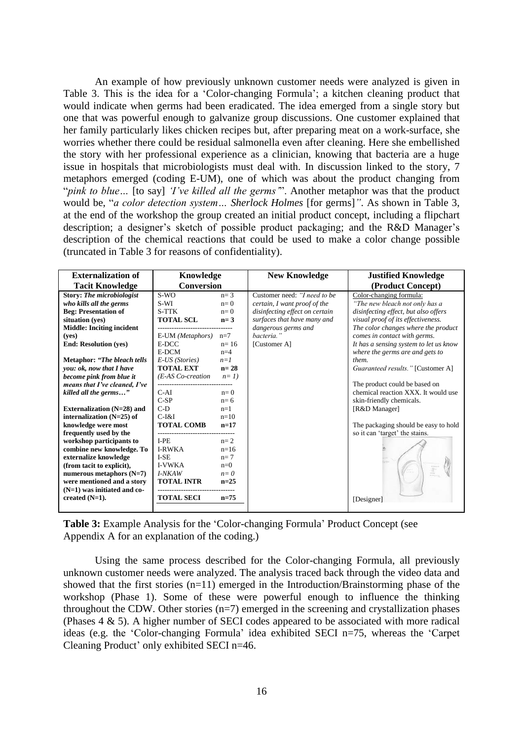An example of how previously unknown customer needs were analyzed is given in Table 3. This is the idea for a 'Color-changing Formula'; a kitchen cleaning product that would indicate when germs had been eradicated. The idea emerged from a single story but one that was powerful enough to galvanize group discussions. One customer explained that her family particularly likes chicken recipes but, after preparing meat on a work-surface, she worries whether there could be residual salmonella even after cleaning. Here she embellished the story with her professional experience as a clinician, knowing that bacteria are a huge issue in hospitals that microbiologists must deal with. In discussion linked to the story, 7 metaphors emerged (coding E-UM), one of which was about the product changing from "*pink to blue…* [to say] *'I've killed all the germs'*". Another metaphor was that the product would be, "*a color detection system… Sherlock Holmes* [for germs]". As shown in Table 3, at the end of the workshop the group created an initial product concept, including a flipchart description; a designer's sketch of possible product packaging; and the R&D Manager's description of the chemical reactions that could be used to make a color change possible (truncated in Table 3 for reasons of confidentiality).

| Externalization of Tacit Knowledge | Knowledge Conversion | | New Knowledge | Justified Knowledge (Product Concept) |
|---|---|---|---|---|
| **Story:** ***The microbiologist who kills all the germs*** <br> **Beg: Presentation of situation (yes)** <br> **Middle: Inciting incident (yes)** <br> **End: Resolution (yes)** <br><br> **Metaphor:** ***"The bleach tells you: ok, now that I have become pink from blue it means that I've cleaned, I've killed all the germs…"*** <br><br> **Externalization (N=28) and internalization (N=25) of knowledge were most frequently used by the workshop participants to combine new knowledge. To externalize knowledge (from tacit to explicit), numerous metaphors (N=7) were mentioned and a story (N=1) was initiated and co-created (N=1).** | S-WO <br> S-WI <br> S-TTK <br> **TOTAL SCL** <br> -------------------- <br> E-UM *(Metaphors)* <br> E-DCC <br> E-DCM <br> *E-US (Stories)* <br> **TOTAL EXT** <br> *(E-AS Co-creation* <br> -------------------- <br> C-AI <br> C-SP <br> C-D <br> C-I&I <br> **TOTAL COMB** <br> -------------------- <br> I-PE <br> I-RWKA <br> I-SE <br> I-VWKA <br> *I-NKAW* <br> **TOTAL INTR** <br> -------------------- <br> **TOTAL SECI** | n= 3 <br> n= 0 <br> n= 0 <br> **n= 3** <br> <br> n=7 <br> n= 16 <br> n=4 <br> *n=1* <br> **n= 28** <br> *n= 1)* <br> <br> n= 0 <br> n= 6 <br> n=1 <br> n=10 <br> **n=17** <br> <br> n= 2 <br> n=16 <br> n= 7 <br> n=0 <br> *n= 0* <br> **n=25** <br> <br> **n=75** | Customer need: *"I need to be certain, I want proof of the disinfecting effect on certain surfaces that have many and dangerous germs and bacteria."* <br> [Customer A] | Color-changing formula: <br> *"The new bleach not only has a disinfecting effect, but also offers visual proof of its effectiveness. The color changes where the product comes in contact with germs. It has a sensing system to let us know where the germs are and gets to them. Guaranteed results."* [Customer A] <br><br> The product could be based on chemical reaction XXX. It would use skin-friendly chemicals. <br> [R&D Manager] <br><br> The packaging should be easy to hold so it can 'target' the stains. <br><br> [Designer] |

**Table 3:** Example Analysis for the 'Color-changing Formula' Product Concept (see Appendix A for an explanation of the coding.)

Using the same process described for the Color-changing Formula, all previously unknown customer needs were analyzed. The analysis traced back through the video data and showed that the first stories (n=11) emerged in the Introduction/Brainstorming phase of the workshop (Phase 1). Some of these were powerful enough to influence the thinking throughout the CDW. Other stories (n=7) emerged in the screening and crystallization phases (Phases 4 & 5). A higher number of SECI codes appeared to be associated with more radical ideas (e.g. the 'Color-changing Formula' idea exhibited SECI n=75, whereas the 'Carpet Cleaning Product' only exhibited SECI n=46.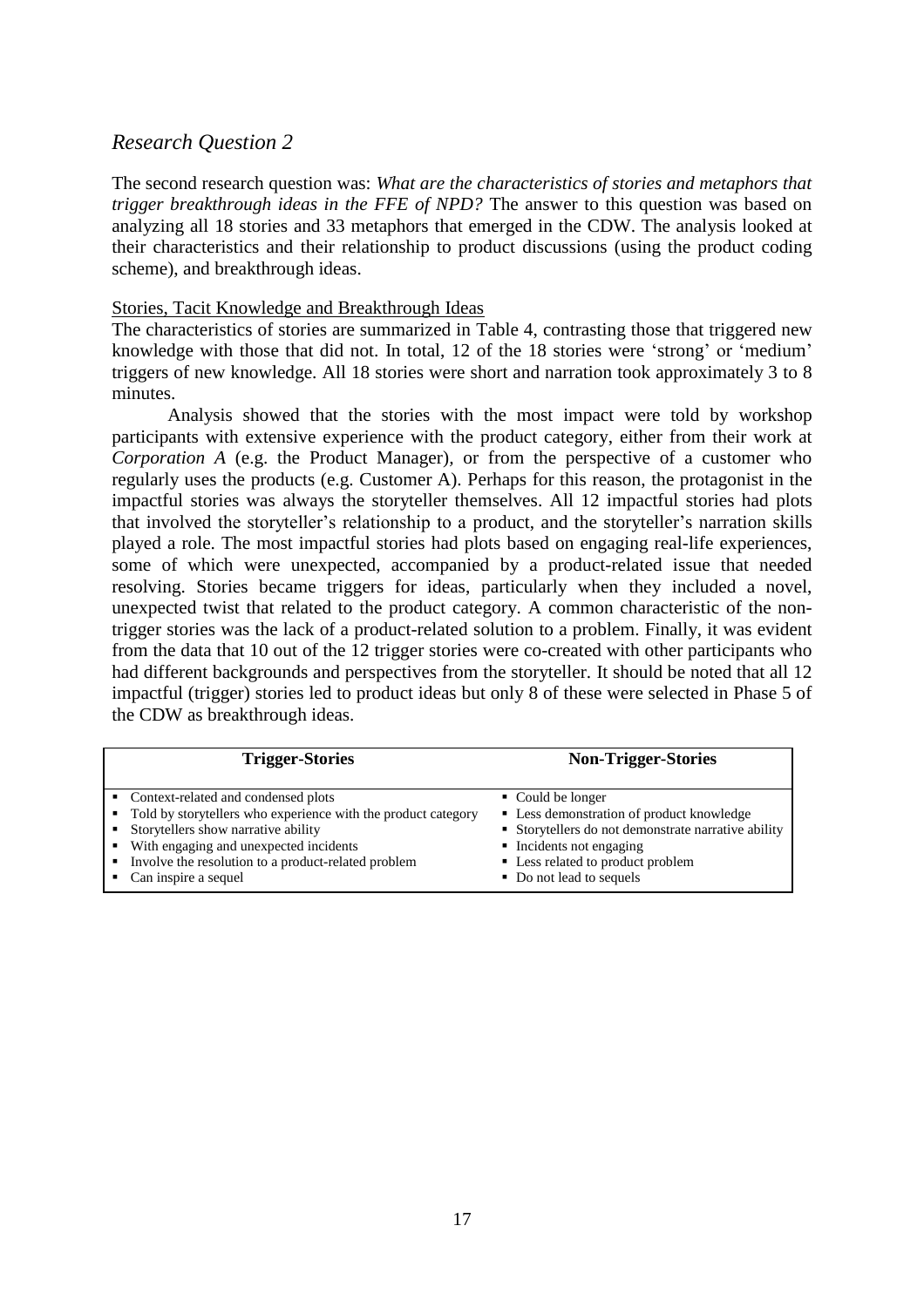## *Research Question 2*

The second research question was: *What are the characteristics of stories and metaphors that trigger breakthrough ideas in the FFE of NPD?* The answer to this question was based on analyzing all 18 stories and 33 metaphors that emerged in the CDW. The analysis looked at their characteristics and their relationship to product discussions (using the product coding scheme), and breakthrough ideas.

### Stories, Tacit Knowledge and Breakthrough Ideas

The characteristics of stories are summarized in Table 4, contrasting those that triggered new knowledge with those that did not. In total, 12 of the 18 stories were 'strong' or 'medium' triggers of new knowledge. All 18 stories were short and narration took approximately 3 to 8 minutes.

Analysis showed that the stories with the most impact were told by workshop participants with extensive experience with the product category, either from their work at *Corporation A* (e.g. the Product Manager), or from the perspective of a customer who regularly uses the products (e.g. Customer A). Perhaps for this reason, the protagonist in the impactful stories was always the storyteller themselves. All 12 impactful stories had plots that involved the storyteller's relationship to a product, and the storyteller's narration skills played a role. The most impactful stories had plots based on engaging real-life experiences, some of which were unexpected, accompanied by a product-related issue that needed resolving. Stories became triggers for ideas, particularly when they included a novel, unexpected twist that related to the product category. A common characteristic of the non-trigger stories was the lack of a product-related solution to a problem. Finally, it was evident from the data that 10 out of the 12 trigger stories were co-created with other participants who had different backgrounds and perspectives from the storyteller. It should be noted that all 12 impactful (trigger) stories led to product ideas but only 8 of these were selected in Phase 5 of the CDW as breakthrough ideas.

| **Trigger-Stories** | **Non-Trigger-Stories** |
|---|---|
| ▪ Context-related and condensed plots<br>▪ Told by storytellers who experience with the product category<br>▪ Storytellers show narrative ability<br>▪ With engaging and unexpected incidents<br>▪ Involve the resolution to a product-related problem<br>▪ Can inspire a sequel | ▪ Could be longer<br>▪ Less demonstration of product knowledge<br>▪ Storytellers do not demonstrate narrative ability<br>▪ Incidents not engaging<br>▪ Less related to product problem<br>▪ Do not lead to sequels |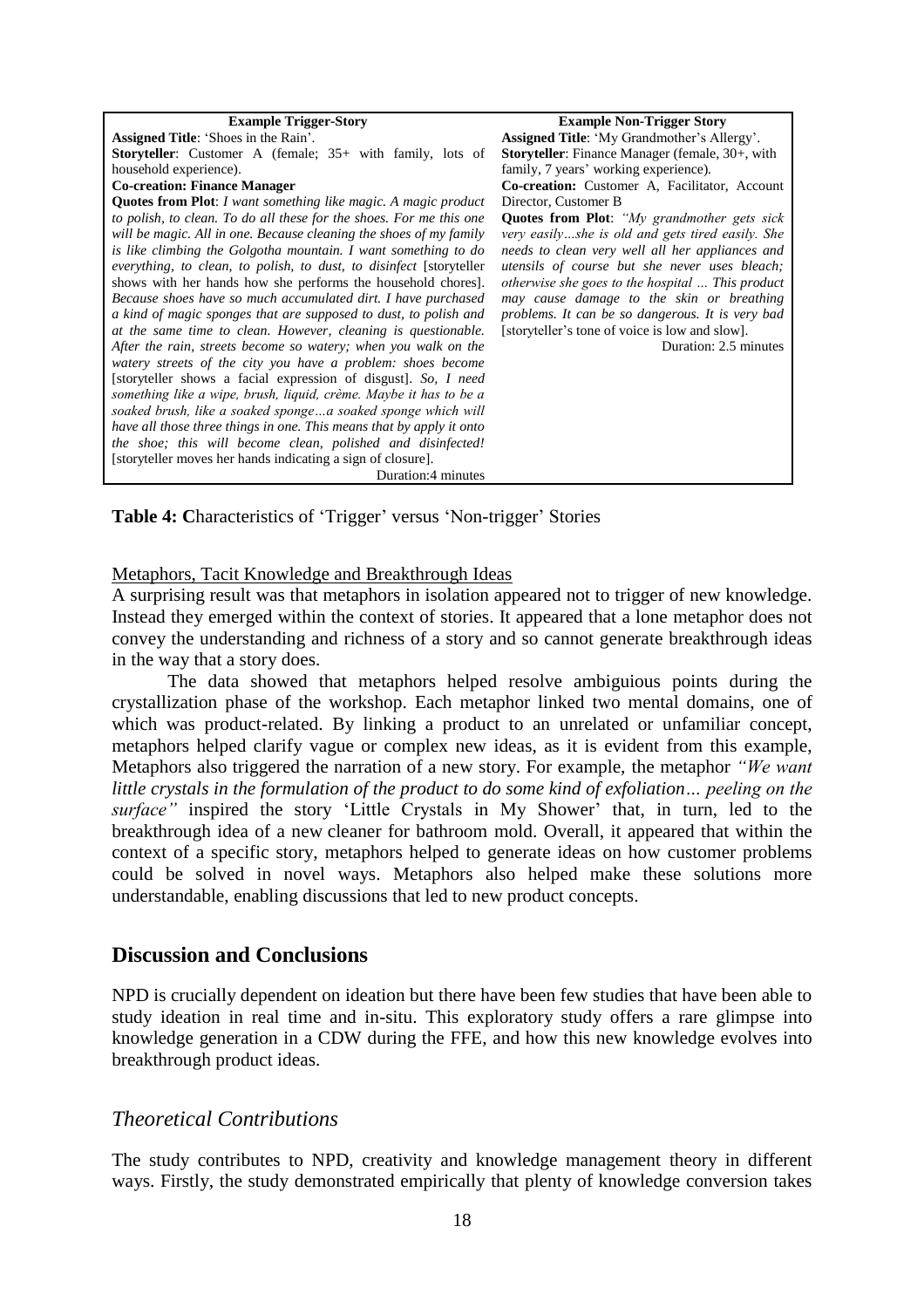| Example Trigger-Story | Example Non-Trigger Story |
|---|---|
| **Assigned Title**: 'Shoes in the Rain'.<br>**Storyteller**: Customer A (female; 35+ with family, lots of household experience).<br>**Co-creation: Finance Manager**<br>**Quotes from Plot**: *I want something like magic. A magic product to polish, to clean. To do all these for the shoes. For me this one will be magic. All in one. Because cleaning the shoes of my family is like climbing the Golgotha mountain. I want something to do everything, to clean, to polish, to dust, to disinfect* [storyteller shows with her hands how she performs the household chores]. *Because shoes have so much accumulated dirt. I have purchased a kind of magic sponges that are supposed to dust, to polish and at the same time to clean. However, cleaning is questionable. After the rain, streets become so watery; when you walk on the watery streets of the city you have a problem: shoes become* [storyteller shows a facial expression of disgust]. *So, I need something like a wipe, brush, liquid, crème. Maybe it has to be a soaked brush, like a soaked sponge…a soaked sponge which will have all those three things in one. This means that by apply it onto the shoe; this will become clean, polished and disinfected!* [storyteller moves her hands indicating a sign of closure].<br>Duration:4 minutes | **Assigned Title**: 'My Grandmother's Allergy'.<br>**Storyteller**: Finance Manager (female, 30+, with family, 7 years' working experience).<br>**Co-creation:** Customer A, Facilitator, Account Director, Customer B<br>**Quotes from Plot**: *"My grandmother gets sick very easily…she is old and gets tired easily. She needs to clean very well all her appliances and utensils of course but she never uses bleach; otherwise she goes to the hospital ... This product may cause damage to the skin or breathing problems. It can be so dangerous. It is very bad* [storyteller's tone of voice is low and slow].<br>Duration: 2.5 minutes |

**Table 4: C**haracteristics of 'Trigger' versus 'Non-trigger' Stories

Metaphors, Tacit Knowledge and Breakthrough Ideas

A surprising result was that metaphors in isolation appeared not to trigger of new knowledge. Instead they emerged within the context of stories. It appeared that a lone metaphor does not convey the understanding and richness of a story and so cannot generate breakthrough ideas in the way that a story does.

The data showed that metaphors helped resolve ambiguious points during the crystallization phase of the workshop. Each metaphor linked two mental domains, one of which was product-related. By linking a product to an unrelated or unfamiliar concept, metaphors helped clarify vague or complex new ideas, as it is evident from this example, Metaphors also triggered the narration of a new story. For example, the metaphor *"We want little crystals in the formulation of the product to do some kind of exfoliation… peeling on the surface"* inspired the story 'Little Crystals in My Shower' that, in turn, led to the breakthrough idea of a new cleaner for bathroom mold. Overall, it appeared that within the context of a specific story, metaphors helped to generate ideas on how customer problems could be solved in novel ways. Metaphors also helped make these solutions more understandable, enabling discussions that led to new product concepts.

## Discussion and Conclusions

NPD is crucially dependent on ideation but there have been few studies that have been able to study ideation in real time and in-situ. This exploratory study offers a rare glimpse into knowledge generation in a CDW during the FFE, and how this new knowledge evolves into breakthrough product ideas.

### *Theoretical Contributions*

The study contributes to NPD, creativity and knowledge management theory in different ways. Firstly, the study demonstrated empirically that plenty of knowledge conversion takes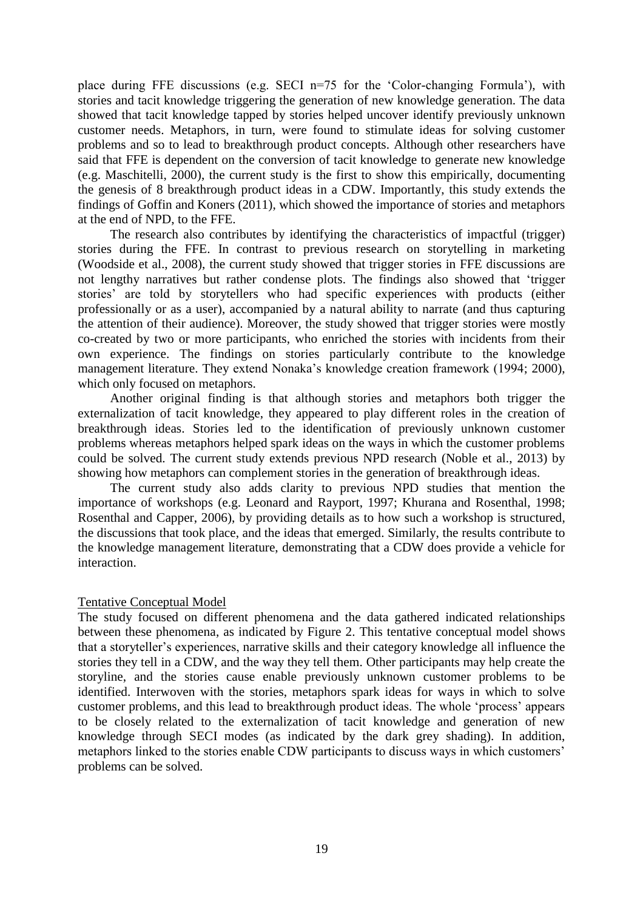place during FFE discussions (e.g. SECI n=75 for the 'Color-changing Formula'), with stories and tacit knowledge triggering the generation of new knowledge generation. The data showed that tacit knowledge tapped by stories helped uncover identify previously unknown customer needs. Metaphors, in turn, were found to stimulate ideas for solving customer problems and so to lead to breakthrough product concepts. Although other researchers have said that FFE is dependent on the conversion of tacit knowledge to generate new knowledge (e.g. Maschitelli, 2000), the current study is the first to show this empirically, documenting the genesis of 8 breakthrough product ideas in a CDW. Importantly, this study extends the findings of Goffin and Koners (2011), which showed the importance of stories and metaphors at the end of NPD, to the FFE.

The research also contributes by identifying the characteristics of impactful (trigger) stories during the FFE. In contrast to previous research on storytelling in marketing (Woodside et al., 2008), the current study showed that trigger stories in FFE discussions are not lengthy narratives but rather condense plots. The findings also showed that 'trigger stories' are told by storytellers who had specific experiences with products (either professionally or as a user), accompanied by a natural ability to narrate (and thus capturing the attention of their audience). Moreover, the study showed that trigger stories were mostly co-created by two or more participants, who enriched the stories with incidents from their own experience. The findings on stories particularly contribute to the knowledge management literature. They extend Nonaka's knowledge creation framework (1994; 2000), which only focused on metaphors.

Another original finding is that although stories and metaphors both trigger the externalization of tacit knowledge, they appeared to play different roles in the creation of breakthrough ideas. Stories led to the identification of previously unknown customer problems whereas metaphors helped spark ideas on the ways in which the customer problems could be solved. The current study extends previous NPD research (Noble et al., 2013) by showing how metaphors can complement stories in the generation of breakthrough ideas.

The current study also adds clarity to previous NPD studies that mention the importance of workshops (e.g. Leonard and Rayport, 1997; Khurana and Rosenthal, 1998; Rosenthal and Capper, 2006), by providing details as to how such a workshop is structured, the discussions that took place, and the ideas that emerged. Similarly, the results contribute to the knowledge management literature, demonstrating that a CDW does provide a vehicle for interaction.

## Tentative Conceptual Model

The study focused on different phenomena and the data gathered indicated relationships between these phenomena, as indicated by Figure 2. This tentative conceptual model shows that a storyteller's experiences, narrative skills and their category knowledge all influence the stories they tell in a CDW, and the way they tell them. Other participants may help create the storyline, and the stories cause enable previously unknown customer problems to be identified. Interwoven with the stories, metaphors spark ideas for ways in which to solve customer problems, and this lead to breakthrough product ideas. The whole 'process' appears to be closely related to the externalization of tacit knowledge and generation of new knowledge through SECI modes (as indicated by the dark grey shading). In addition, metaphors linked to the stories enable CDW participants to discuss ways in which customers' problems can be solved.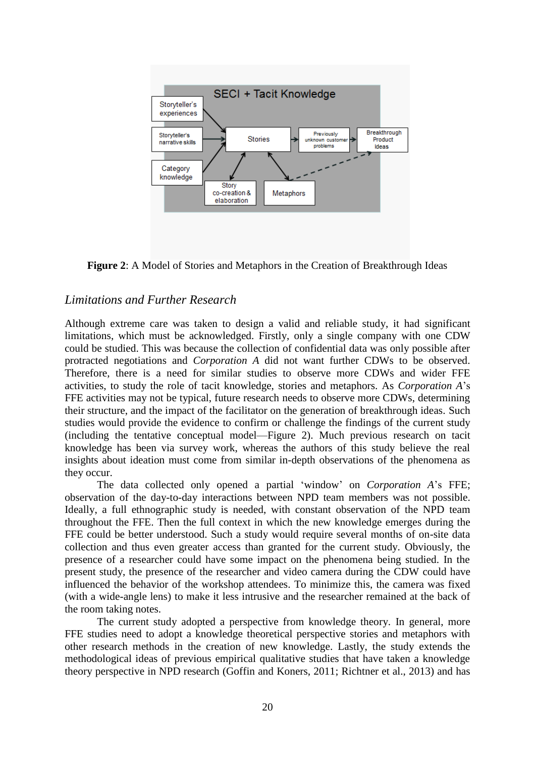**Figure 2**: A Model of Stories and Metaphors in the Creation of Breakthrough Ideas

## *Limitations and Further Research*

Although extreme care was taken to design a valid and reliable study, it had significant limitations, which must be acknowledged. Firstly, only a single company with one CDW could be studied. This was because the collection of confidential data was only possible after protracted negotiations and *Corporation A* did not want further CDWs to be observed. Therefore, there is a need for similar studies to observe more CDWs and wider FFE activities, to study the role of tacit knowledge, stories and metaphors. As *Corporation A*'s FFE activities may not be typical, future research needs to observe more CDWs, determining their structure, and the impact of the facilitator on the generation of breakthrough ideas. Such studies would provide the evidence to confirm or challenge the findings of the current study (including the tentative conceptual model—Figure 2). Much previous research on tacit knowledge has been via survey work, whereas the authors of this study believe the real insights about ideation must come from similar in-depth observations of the phenomena as they occur.

The data collected only opened a partial 'window' on *Corporation A*'s FFE; observation of the day-to-day interactions between NPD team members was not possible. Ideally, a full ethnographic study is needed, with constant observation of the NPD team throughout the FFE. Then the full context in which the new knowledge emerges during the FFE could be better understood. Such a study would require several months of on-site data collection and thus even greater access than granted for the current study. Obviously, the presence of a researcher could have some impact on the phenomena being studied. In the present study, the presence of the researcher and video camera during the CDW could have influenced the behavior of the workshop attendees. To minimize this, the camera was fixed (with a wide-angle lens) to make it less intrusive and the researcher remained at the back of the room taking notes.

The current study adopted a perspective from knowledge theory. In general, more FFE studies need to adopt a knowledge theoretical perspective stories and metaphors with other research methods in the creation of new knowledge. Lastly, the study extends the methodological ideas of previous empirical qualitative studies that have taken a knowledge theory perspective in NPD research (Goffin and Koners, 2011; Richtner et al., 2013) and has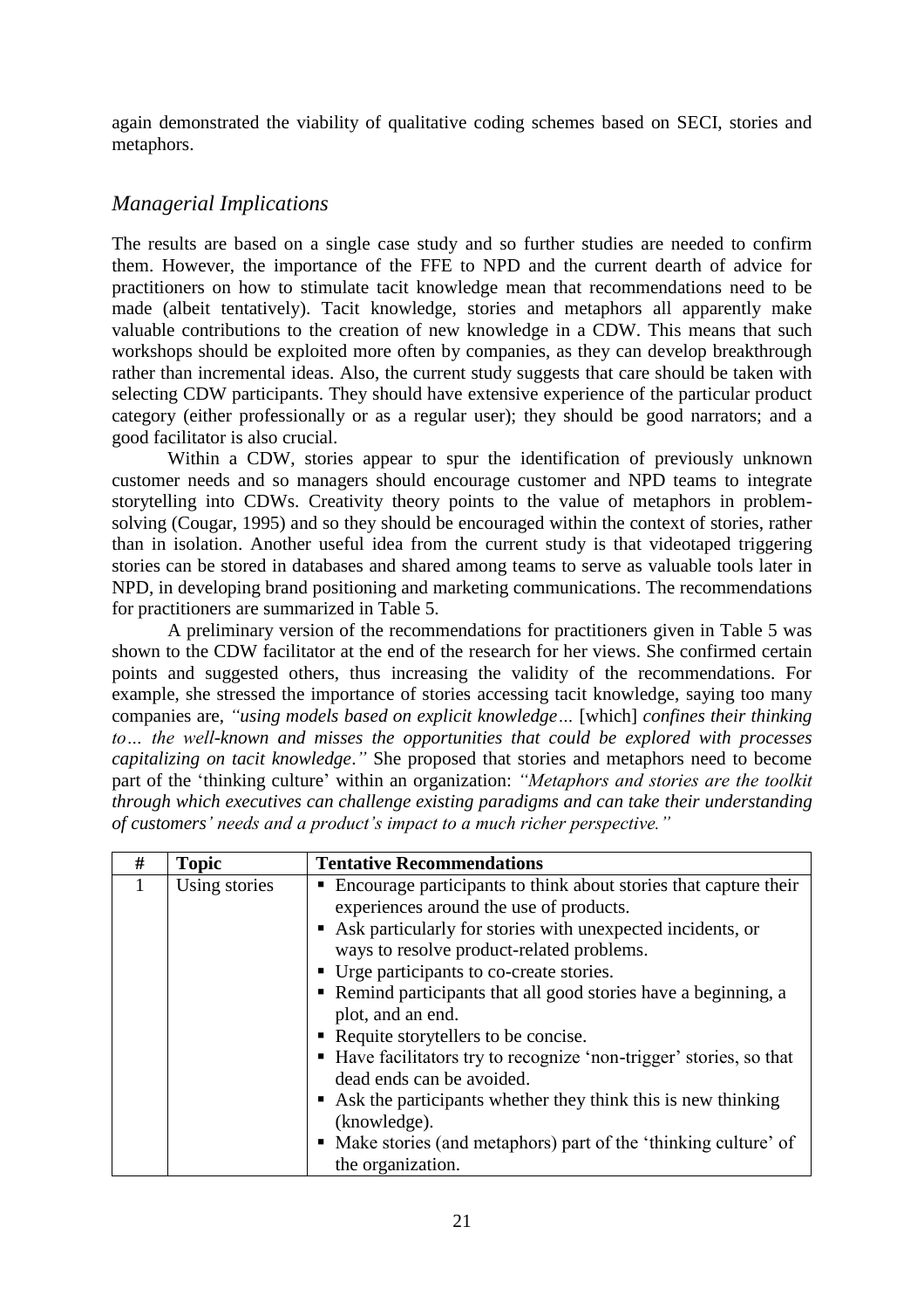again demonstrated the viability of qualitative coding schemes based on SECI, stories and metaphors.

## *Managerial Implications*

The results are based on a single case study and so further studies are needed to confirm them. However, the importance of the FFE to NPD and the current dearth of advice for practitioners on how to stimulate tacit knowledge mean that recommendations need to be made (albeit tentatively). Tacit knowledge, stories and metaphors all apparently make valuable contributions to the creation of new knowledge in a CDW. This means that such workshops should be exploited more often by companies, as they can develop breakthrough rather than incremental ideas. Also, the current study suggests that care should be taken with selecting CDW participants. They should have extensive experience of the particular product category (either professionally or as a regular user); they should be good narrators; and a good facilitator is also crucial.

Within a CDW, stories appear to spur the identification of previously unknown customer needs and so managers should encourage customer and NPD teams to integrate storytelling into CDWs. Creativity theory points to the value of metaphors in problem-solving (Cougar, 1995) and so they should be encouraged within the context of stories, rather than in isolation. Another useful idea from the current study is that videotaped triggering stories can be stored in databases and shared among teams to serve as valuable tools later in NPD, in developing brand positioning and marketing communications. The recommendations for practitioners are summarized in Table 5.

A preliminary version of the recommendations for practitioners given in Table 5 was shown to the CDW facilitator at the end of the research for her views. She confirmed certain points and suggested others, thus increasing the validity of the recommendations. For example, she stressed the importance of stories accessing tacit knowledge, saying too many companies are, *"using models based on explicit knowledge…* [which] *confines their thinking to… the well-known and misses the opportunities that could be explored with processes capitalizing on tacit knowledge."* She proposed that stories and metaphors need to become part of the 'thinking culture' within an organization: *"Metaphors and stories are the toolkit through which executives can challenge existing paradigms and can take their understanding of customers' needs and a product's impact to a much richer perspective."*

| # | Topic | Tentative Recommendations |
|---|---|---|
| 1 | Using stories | ▪ Encourage participants to think about stories that capture their experiences around the use of products.<br>▪ Ask particularly for stories with unexpected incidents, or ways to resolve product-related problems.<br>▪ Urge participants to co-create stories.<br>▪ Remind participants that all good stories have a beginning, a plot, and an end.<br>▪ Requite storytellers to be concise.<br>▪ Have facilitators try to recognize 'non-trigger' stories, so that dead ends can be avoided.<br>▪ Ask the participants whether they think this is new thinking (knowledge).<br>▪ Make stories (and metaphors) part of the 'thinking culture' of the organization. |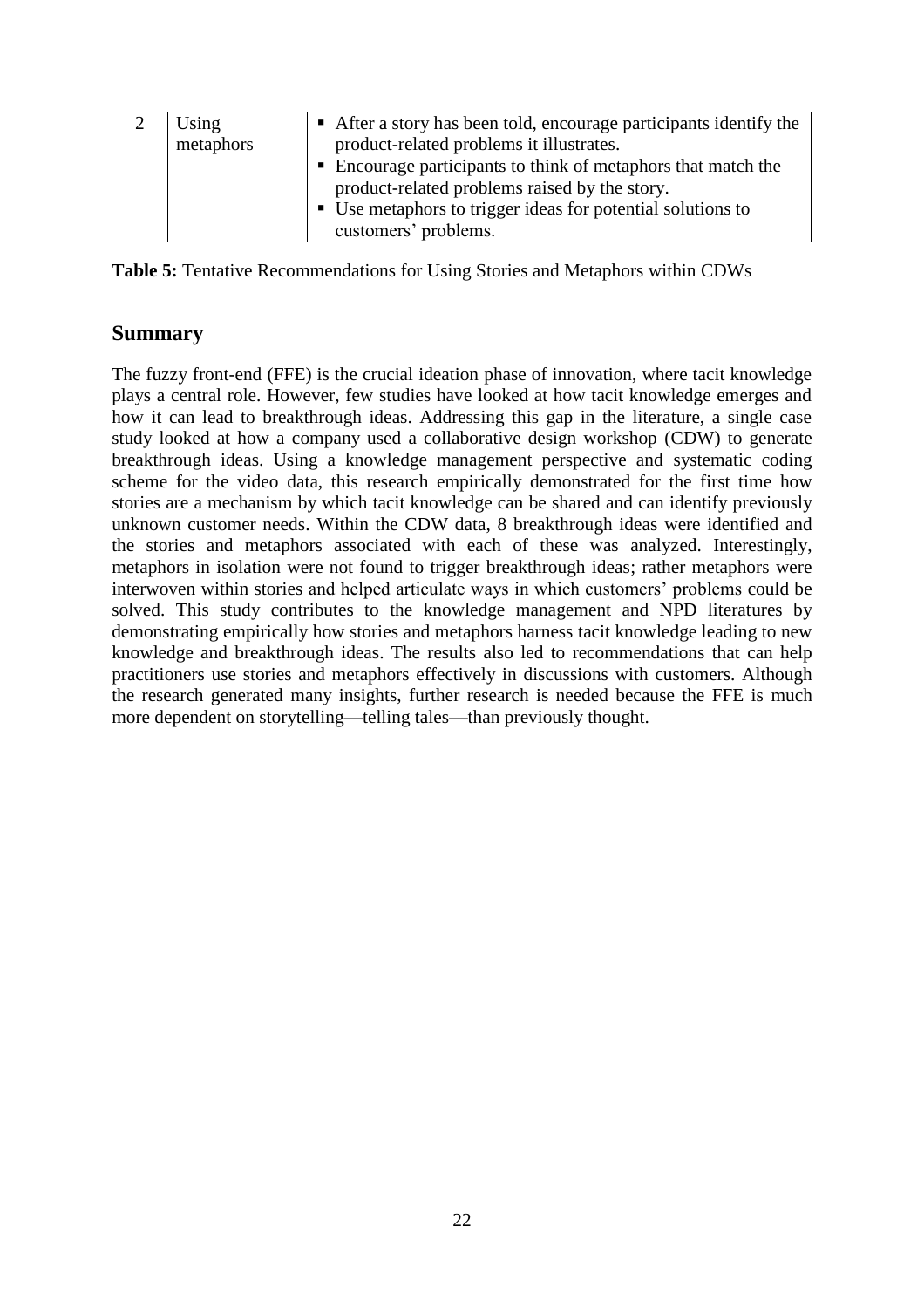| 2 | Using metaphors | ▪ After a story has been told, encourage participants identify the product-related problems it illustrates.<br>▪ Encourage participants to think of metaphors that match the product-related problems raised by the story.<br>▪ Use metaphors to trigger ideas for potential solutions to customers' problems. |
|---|---|---|

**Table 5:** Tentative Recommendations for Using Stories and Metaphors within CDWs

## Summary

The fuzzy front-end (FFE) is the crucial ideation phase of innovation, where tacit knowledge plays a central role. However, few studies have looked at how tacit knowledge emerges and how it can lead to breakthrough ideas. Addressing this gap in the literature, a single case study looked at how a company used a collaborative design workshop (CDW) to generate breakthrough ideas. Using a knowledge management perspective and systematic coding scheme for the video data, this research empirically demonstrated for the first time how stories are a mechanism by which tacit knowledge can be shared and can identify previously unknown customer needs. Within the CDW data, 8 breakthrough ideas were identified and the stories and metaphors associated with each of these was analyzed. Interestingly, metaphors in isolation were not found to trigger breakthrough ideas; rather metaphors were interwoven within stories and helped articulate ways in which customers' problems could be solved. This study contributes to the knowledge management and NPD literatures by demonstrating empirically how stories and metaphors harness tacit knowledge leading to new knowledge and breakthrough ideas. The results also led to recommendations that can help practitioners use stories and metaphors effectively in discussions with customers. Although the research generated many insights, further research is needed because the FFE is much more dependent on storytelling—telling tales—than previously thought.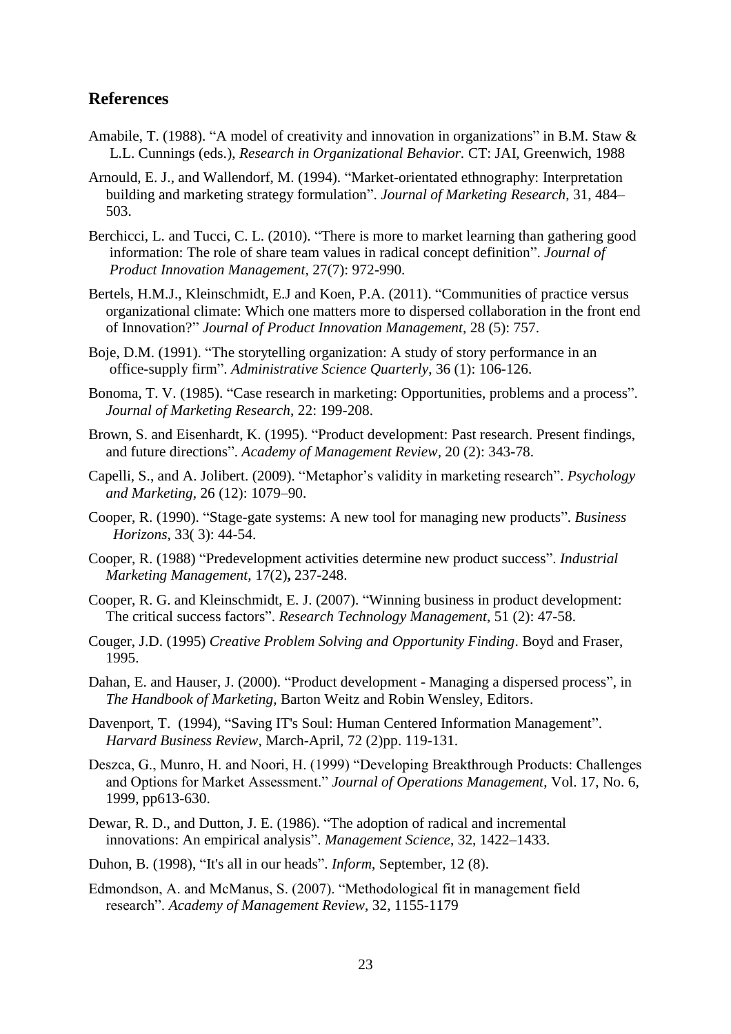## References

Amabile, T. (1988). "A model of creativity and innovation in organizations" in B.M. Staw & L.L. Cunnings (eds.), *Research in Organizational Behavior.* CT: JAI, Greenwich, 1988

Arnould, E. J., and Wallendorf, M. (1994). "Market-orientated ethnography: Interpretation building and marketing strategy formulation". *Journal of Marketing Research*, 31, 484–503.

Berchicci, L. and Tucci, C. L. (2010). "There is more to market learning than gathering good information: The role of share team values in radical concept definition". *Journal of Product Innovation Management*, 27(7): 972-990.

Bertels, H.M.J., Kleinschmidt, E.J and Koen, P.A. (2011). "Communities of practice versus organizational climate: Which one matters more to dispersed collaboration in the front end of Innovation?" *Journal of Product Innovation Management*, 28 (5): 757.

Boje, D.M. (1991). "The storytelling organization: A study of story performance in an office-supply firm". *Administrative Science Quarterly*, 36 (1): 106-126.

Bonoma, T. V. (1985). "Case research in marketing: Opportunities, problems and a process". *Journal of Marketing Research*, 22: 199-208.

Brown, S. and Eisenhardt, K. (1995). "Product development: Past research. Present findings, and future directions". *Academy of Management Review*, 20 (2): 343-78.

Capelli, S., and A. Jolibert. (2009). "Metaphor's validity in marketing research". *Psychology and Marketing*, 26 (12): 1079–90.

Cooper, R. (1990). "Stage-gate systems: A new tool for managing new products". *Business Horizons*, 33( 3): 44-54.

Cooper, R. (1988) "Predevelopment activities determine new product success". *Industrial Marketing Management*, 17(2)**,** 237-248.

Cooper, R. G. and Kleinschmidt, E. J. (2007). "Winning business in product development: The critical success factors". *Research Technology Management*, 51 (2): 47-58.

Couger, J.D. (1995) *Creative Problem Solving and Opportunity Finding*. Boyd and Fraser, 1995.

Dahan, E. and Hauser, J. (2000). "Product development - Managing a dispersed process", in *The Handbook of Marketing*, Barton Weitz and Robin Wensley, Editors.

Davenport, T. (1994), "Saving IT's Soul: Human Centered Information Management". *Harvard Business Review*, March-April, 72 (2)pp. 119-131.

Deszca, G., Munro, H. and Noori, H. (1999) "Developing Breakthrough Products: Challenges and Options for Market Assessment." *Journal of Operations Management*, Vol. 17, No. 6, 1999, pp613-630.

Dewar, R. D., and Dutton, J. E. (1986). "The adoption of radical and incremental innovations: An empirical analysis". *Management Science*, 32, 1422–1433.

Duhon, B. (1998), "It's all in our heads". *Inform*, September, 12 (8).

Edmondson, A. and McManus, S. (2007). "Methodological fit in management field research". *Academy of Management Review*, 32, 1155-1179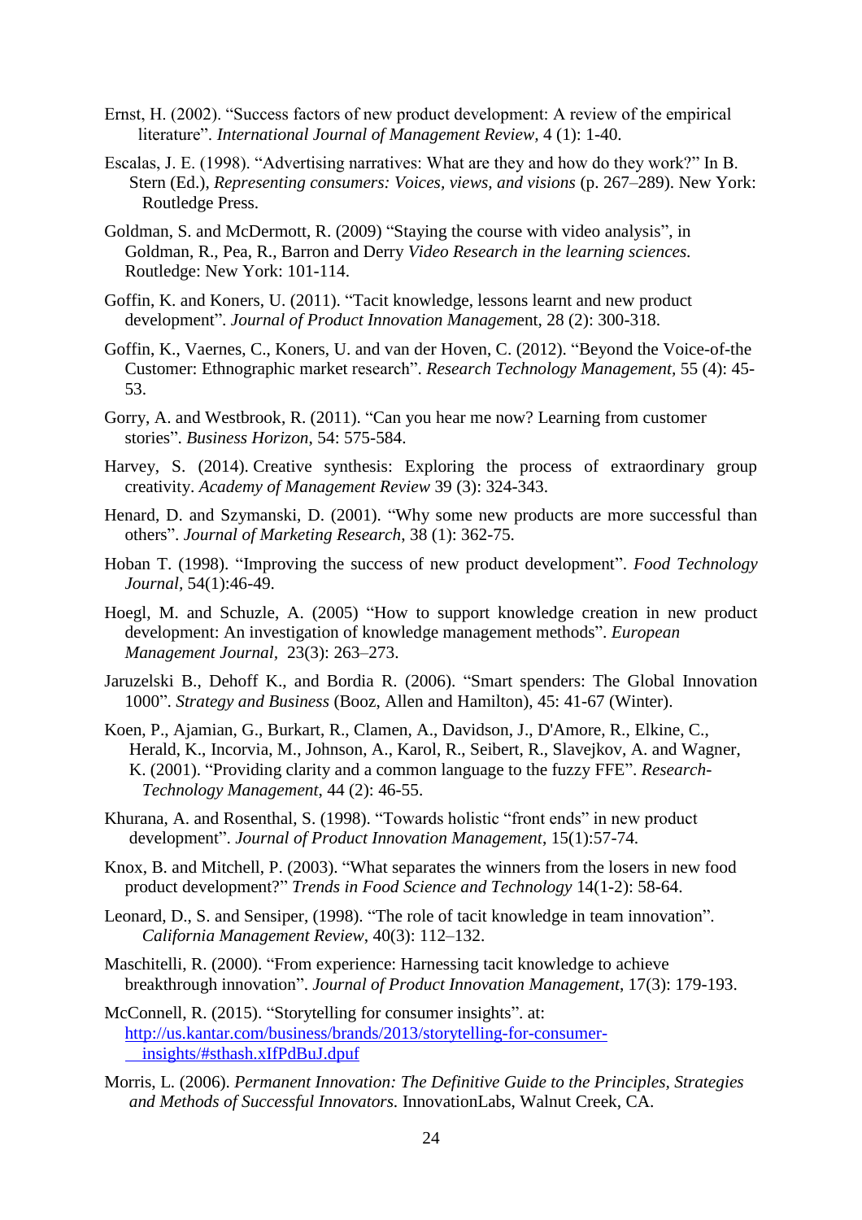Ernst, H. (2002). "Success factors of new product development: A review of the empirical literature". *International Journal of Management Review*, 4 (1): 1-40.

Escalas, J. E. (1998). "Advertising narratives: What are they and how do they work?" In B. Stern (Ed.), *Representing consumers: Voices, views, and visions* (p. 267–289). New York: Routledge Press.

Goldman, S. and McDermott, R. (2009) "Staying the course with video analysis", in Goldman, R., Pea, R., Barron and Derry *Video Research in the learning sciences.* Routledge: New York: 101-114.

Goffin, K. and Koners, U. (2011). "Tacit knowledge, lessons learnt and new product development". *Journal of Product Innovation Managem*ent, 28 (2): 300-318.

Goffin, K., Vaernes, C., Koners, U. and van der Hoven, C. (2012). "Beyond the Voice-of-the Customer: Ethnographic market research". *Research Technology Management*, 55 (4): 45-53.

Gorry, A. and Westbrook, R. (2011). "Can you hear me now? Learning from customer stories". *Business Horizon*, 54: 575-584.

Harvey, S. (2014). Creative synthesis: Exploring the process of extraordinary group creativity. *Academy of Management Review* 39 (3): 324-343.

Henard, D. and Szymanski, D. (2001). "Why some new products are more successful than others". *Journal of Marketing Research*, 38 (1): 362-75.

Hoban T. (1998). "Improving the success of new product development". *Food Technology Journal*, 54(1):46-49.

Hoegl, M. and Schuzle, A. (2005) "How to support knowledge creation in new product development: An investigation of knowledge management methods". *European Management Journal*, 23(3): 263–273.

Jaruzelski B., Dehoff K., and Bordia R. (2006). "Smart spenders: The Global Innovation 1000". *Strategy and Business* (Booz, Allen and Hamilton), 45: 41-67 (Winter).

Koen, P., Ajamian, G., Burkart, R., Clamen, A., Davidson, J., D'Amore, R., Elkine, C., Herald, K., Incorvia, M., Johnson, A., Karol, R., Seibert, R., Slavejkov, A. and Wagner, K. (2001). "Providing clarity and a common language to the fuzzy FFE". *Research-Technology Management*, 44 (2): 46-55.

Khurana, A. and Rosenthal, S. (1998). "Towards holistic "front ends" in new product development". *Journal of Product Innovation Management*, 15(1):57-74.

Knox, B. and Mitchell, P. (2003). "What separates the winners from the losers in new food product development?" *Trends in Food Science and Technology* 14(1-2): 58-64.

Leonard, D., S. and Sensiper, (1998). "The role of tacit knowledge in team innovation". *California Management Review*, 40(3): 112–132.

Maschitelli, R. (2000). "From experience: Harnessing tacit knowledge to achieve breakthrough innovation". *Journal of Product Innovation Management*, 17(3): 179-193.

McConnell, R. (2015). "Storytelling for consumer insights". at: http://us.kantar.com/business/brands/2013/storytelling-for-consumer-insights/#sthash.xIfPdBuJ.dpuf

Morris, L. (2006). *Permanent Innovation: The Definitive Guide to the Principles, Strategies and Methods of Successful Innovators.* InnovationLabs, Walnut Creek, CA.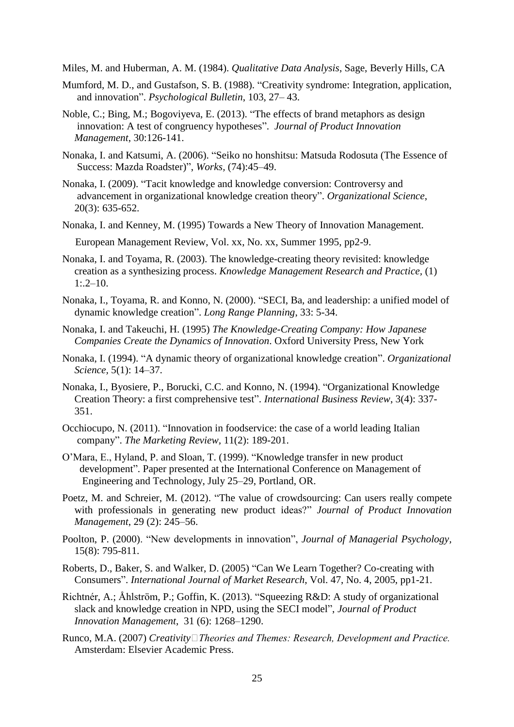Miles, M. and Huberman, A. M. (1984). *Qualitative Data Analysis*, Sage, Beverly Hills, CA

Mumford, M. D., and Gustafson, S. B. (1988). "Creativity syndrome: Integration, application, and innovation". *Psychological Bulletin*, 103, 27– 43.

Noble, C.; Bing, M.; Bogoviyeva, E. (2013). "The effects of brand metaphors as design innovation: A test of congruency hypotheses". *Journal of Product Innovation Management*, 30:126-141.

Nonaka, I. and Katsumi, A. (2006). "Seiko no honshitsu: Matsuda Rodosuta (The Essence of Success: Mazda Roadster)", *Works*, (74):45–49.

Nonaka, I. (2009). "Tacit knowledge and knowledge conversion: Controversy and advancement in organizational knowledge creation theory". *Organizational Science*, 20(3): 635-652.

Nonaka, I. and Kenney, M. (1995) Towards a New Theory of Innovation Management. European Management Review, Vol. xx, No. xx, Summer 1995, pp2-9.

Nonaka, I. and Toyama, R. (2003). The knowledge-creating theory revisited: knowledge creation as a synthesizing process. *Knowledge Management Research and Practice,* (1) 1:.2–10.

Nonaka, I., Toyama, R. and Konno, N. (2000). "SECI, Ba, and leadership: a unified model of dynamic knowledge creation". *Long Range Planning*, 33: 5-34.

Nonaka, I. and Takeuchi, H. (1995) *The Knowledge-Creating Company: How Japanese Companies Create the Dynamics of Innovation*. Oxford University Press, New York

Nonaka, I. (1994). "A dynamic theory of organizational knowledge creation". *Organizational Science*, 5(1): 14–37.

Nonaka, I., Byosiere, P., Borucki, C.C. and Konno, N. (1994). "Organizational Knowledge Creation Theory: a first comprehensive test". *International Business Review*, 3(4): 337-351.

Occhiocupo, N. (2011). "Innovation in foodservice: the case of a world leading Italian company". *The Marketing Review*, 11(2): 189-201.

O'Mara, E., Hyland, P. and Sloan, T. (1999). "Knowledge transfer in new product development". Paper presented at the International Conference on Management of Engineering and Technology, July 25–29, Portland, OR.

Poetz, M. and Schreier, M. (2012). "The value of crowdsourcing: Can users really compete with professionals in generating new product ideas?" *Journal of Product Innovation Management*, 29 (2): 245–56.

Poolton, P. (2000). "New developments in innovation", *Journal of Managerial Psychology*, 15(8): 795-811.

Roberts, D., Baker, S. and Walker, D. (2005) "Can We Learn Together? Co-creating with Consumers". *International Journal of Market Research*, Vol. 47, No. 4, 2005, pp1-21.

Richtnér, A.; Åhlström, P.; Goffin, K. (2013). "Squeezing R&D: A study of organizational slack and knowledge creation in NPD, using the SECI model", *Journal of Product Innovation Management*, 31 (6): 1268–1290.

Runco, M.A. (2007) *Creativity Theories and Themes: Research, Development and Practice.* Amsterdam: Elsevier Academic Press.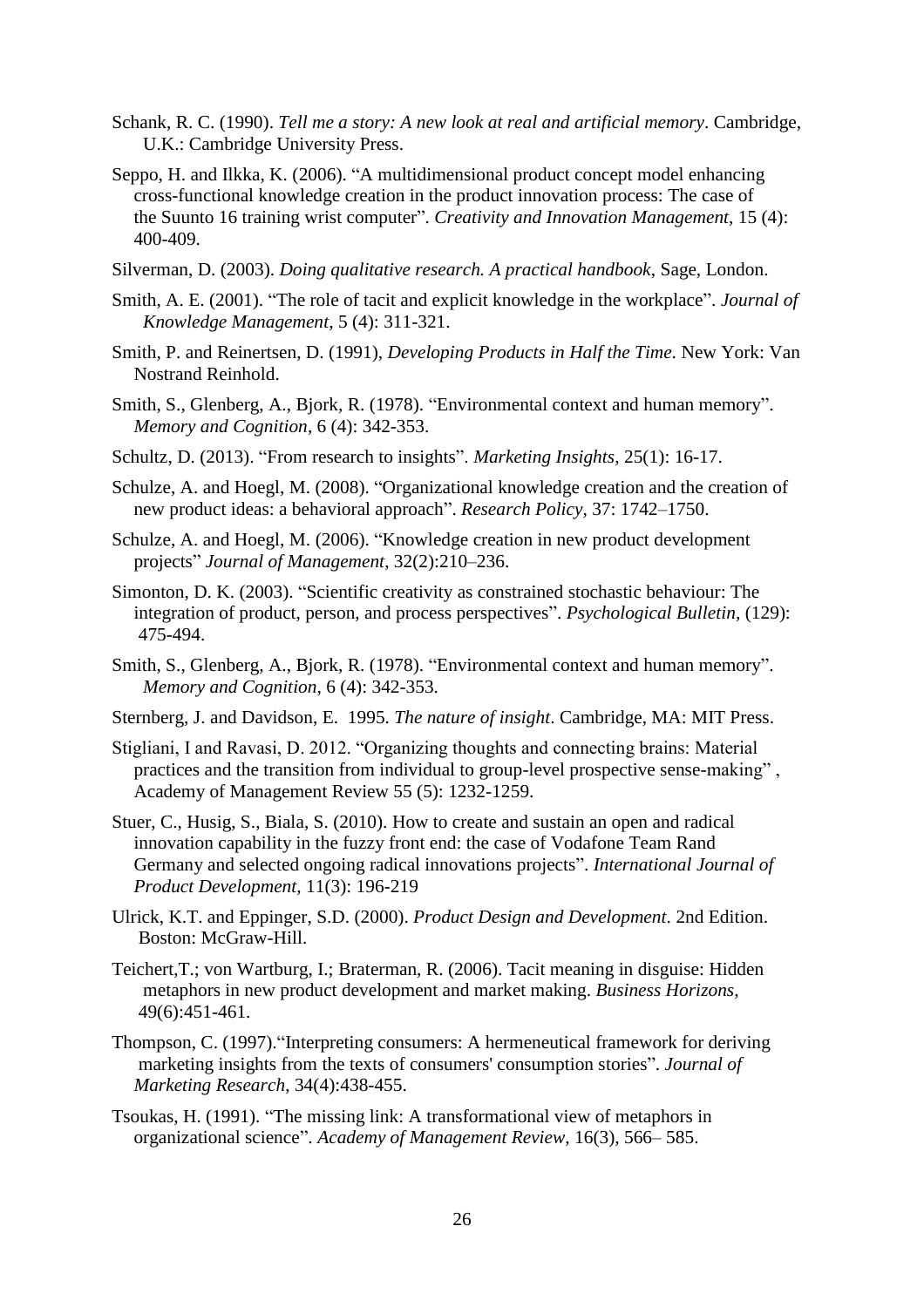Schank, R. C. (1990). *Tell me a story: A new look at real and artificial memory*. Cambridge, U.K.: Cambridge University Press.

Seppo, H. and Ilkka, K. (2006). "A multidimensional product concept model enhancing cross-functional knowledge creation in the product innovation process: The case of the Suunto 16 training wrist computer". *Creativity and Innovation Management*, 15 (4): 400-409.

Silverman, D. (2003). *Doing qualitative research. A practical handbook*, Sage, London.

Smith, A. E. (2001). "The role of tacit and explicit knowledge in the workplace". *Journal of Knowledge Management*, 5 (4): 311-321.

Smith, P. and Reinertsen, D. (1991), *Developing Products in Half the Time*. New York: Van Nostrand Reinhold.

Smith, S., Glenberg, A., Bjork, R. (1978). "Environmental context and human memory". *Memory and Cognition*, 6 (4): 342-353.

Schultz, D. (2013). "From research to insights". *Marketing Insights*, 25(1): 16-17.

Schulze, A. and Hoegl, M. (2008). "Organizational knowledge creation and the creation of new product ideas: a behavioral approach". *Research Policy*, 37: 1742–1750.

Schulze, A. and Hoegl, M. (2006). "Knowledge creation in new product development projects" *Journal of Management*, 32(2):210–236.

Simonton, D. K. (2003). "Scientific creativity as constrained stochastic behaviour: The integration of product, person, and process perspectives". *Psychological Bulletin*, (129): 475-494.

Smith, S., Glenberg, A., Bjork, R. (1978). "Environmental context and human memory". *Memory and Cognition*, 6 (4): 342-353.

Sternberg, J. and Davidson, E. 1995. *The nature of insight*. Cambridge, MA: MIT Press.

Stigliani, I and Ravasi, D. 2012. "Organizing thoughts and connecting brains: Material practices and the transition from individual to group-level prospective sense-making" , Academy of Management Review 55 (5): 1232-1259.

Stuer, C., Husig, S., Biala, S. (2010). How to create and sustain an open and radical innovation capability in the fuzzy front end: the case of Vodafone Team Rand Germany and selected ongoing radical innovations projects". *International Journal of Product Development*, 11(3): 196-219

Ulrick, K.T. and Eppinger, S.D. (2000). *Product Design and Development*. 2nd Edition. Boston: McGraw-Hill.

Teichert,T.; von Wartburg, I.; Braterman, R. (2006). Tacit meaning in disguise: Hidden metaphors in new product development and market making. *Business Horizons*, 49(6):451-461.

Thompson, C. (1997)."Interpreting consumers: A hermeneutical framework for deriving marketing insights from the texts of consumers' consumption stories". *Journal of Marketing Research*, 34(4):438-455.

Tsoukas, H. (1991). "The missing link: A transformational view of metaphors in organizational science". *Academy of Management Review*, 16(3), 566– 585.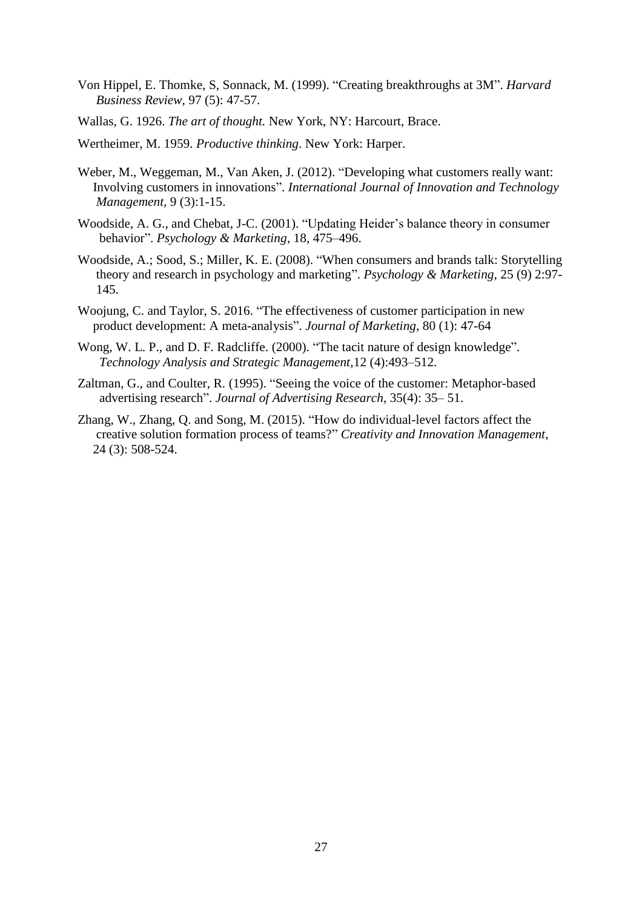Von Hippel, E. Thomke, S, Sonnack, M. (1999). “Creating breakthroughs at 3M”. *Harvard Business Review*, 97 (5): 47-57.

Wallas, G. 1926. *The art of thought.* New York, NY: Harcourt, Brace.

Wertheimer, M. 1959. *Productive thinking*. New York: Harper.

Weber, M., Weggeman, M., Van Aken, J. (2012). “Developing what customers really want: Involving customers in innovations”. *International Journal of Innovation and Technology Management*, 9 (3):1-15.

Woodside, A. G., and Chebat, J-C. (2001). “Updating Heider’s balance theory in consumer behavior”. *Psychology & Marketing*, 18, 475–496.

Woodside, A.; Sood, S.; Miller, K. E. (2008). “When consumers and brands talk: Storytelling theory and research in psychology and marketing”. *Psychology & Marketing*, 25 (9) 2:97-145.

Woojung, C. and Taylor, S. 2016. “The effectiveness of customer participation in new product development: A meta-analysis”. *Journal of Marketing*, 80 (1): 47-64

Wong, W. L. P., and D. F. Radcliffe. (2000). “The tacit nature of design knowledge”. *Technology Analysis and Strategic Management*,12 (4):493–512.

Zaltman, G., and Coulter, R. (1995). “Seeing the voice of the customer: Metaphor-based advertising research”. *Journal of Advertising Research*, 35(4): 35– 51.

Zhang, W., Zhang, Q. and Song, M. (2015). “How do individual-level factors affect the creative solution formation process of teams?” *Creativity and Innovation Management*, 24 (3): 508-524.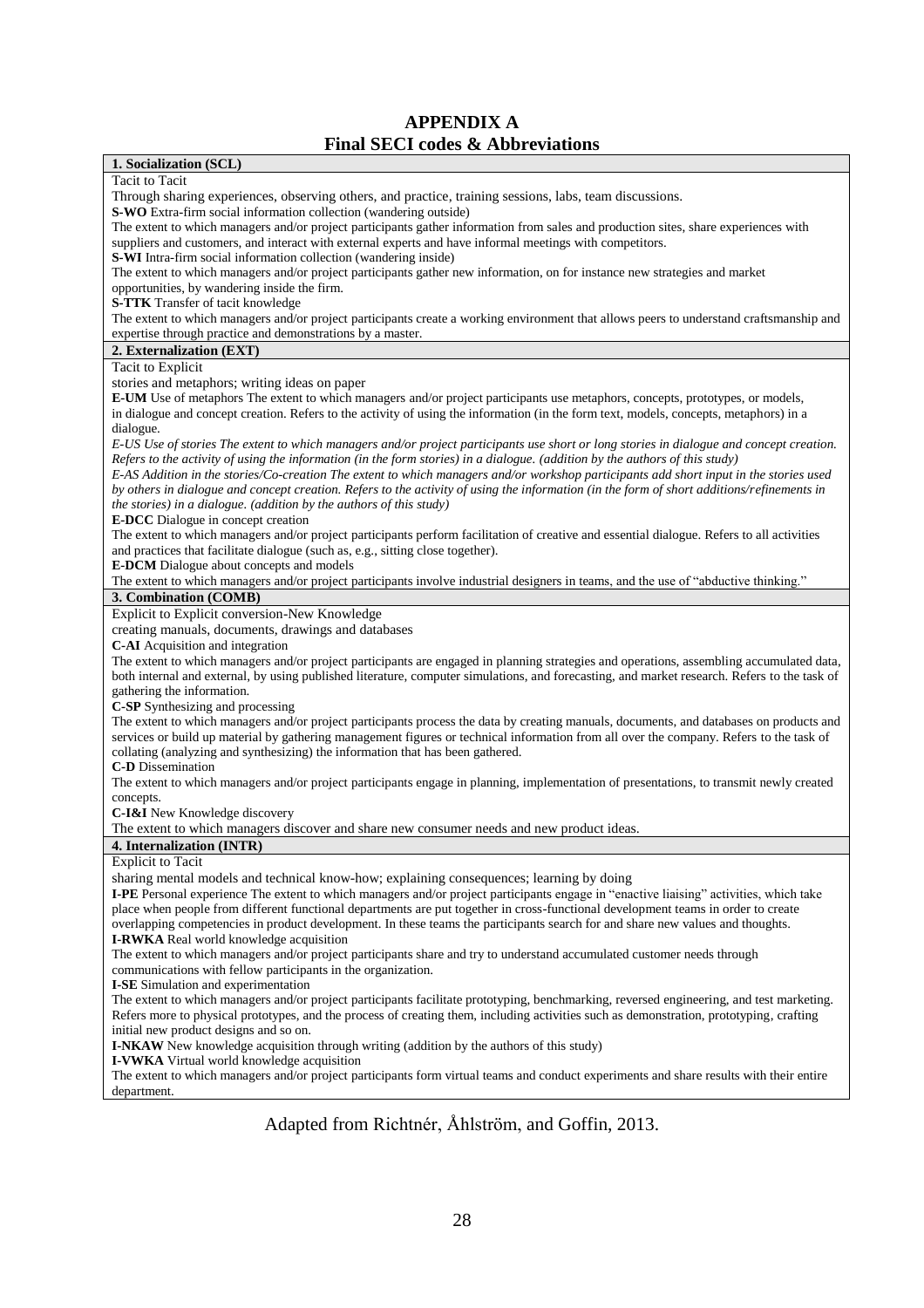# APPENDIX A

## Final SECI codes & Abbreviations

**1. Socialization (SCL)**

Tacit to Tacit

Through sharing experiences, observing others, and practice, training sessions, labs, team discussions.

**S-WO** Extra-firm social information collection (wandering outside)

The extent to which managers and/or project participants gather information from sales and production sites, share experiences with suppliers and customers, and interact with external experts and have informal meetings with competitors.

**S-WI** Intra-firm social information collection (wandering inside)

The extent to which managers and/or project participants gather new information, on for instance new strategies and market opportunities, by wandering inside the firm.

**S-TTK** Transfer of tacit knowledge

The extent to which managers and/or project participants create a working environment that allows peers to understand craftsmanship and expertise through practice and demonstrations by a master.

**2. Externalization (EXT)**

Tacit to Explicit

stories and metaphors; writing ideas on paper

**E-UM** Use of metaphors The extent to which managers and/or project participants use metaphors, concepts, prototypes, or models, in dialogue and concept creation. Refers to the activity of using the information (in the form text, models, concepts, metaphors) in a dialogue.

*E-US Use of stories The extent to which managers and/or project participants use short or long stories in dialogue and concept creation. Refers to the activity of using the information (in the form stories) in a dialogue. (addition by the authors of this study)*

*E-AS Addition in the stories/Co-creation The extent to which managers and/or workshop participants add short input in the stories used by others in dialogue and concept creation. Refers to the activity of using the information (in the form of short additions/refinements in the stories) in a dialogue. (addition by the authors of this study)*

**E-DCC** Dialogue in concept creation

The extent to which managers and/or project participants perform facilitation of creative and essential dialogue. Refers to all activities and practices that facilitate dialogue (such as, e.g., sitting close together).

**E-DCM** Dialogue about concepts and models

The extent to which managers and/or project participants involve industrial designers in teams, and the use of "abductive thinking."

**3. Combination (COMB)**

Explicit to Explicit conversion-New Knowledge

creating manuals, documents, drawings and databases

**C-AI** Acquisition and integration

The extent to which managers and/or project participants are engaged in planning strategies and operations, assembling accumulated data, both internal and external, by using published literature, computer simulations, and forecasting, and market research. Refers to the task of gathering the information.

**C-SP** Synthesizing and processing

The extent to which managers and/or project participants process the data by creating manuals, documents, and databases on products and services or build up material by gathering management figures or technical information from all over the company. Refers to the task of collating (analyzing and synthesizing) the information that has been gathered.

**C-D** Dissemination

The extent to which managers and/or project participants engage in planning, implementation of presentations, to transmit newly created concepts.

**C-I&I** New Knowledge discovery

The extent to which managers discover and share new consumer needs and new product ideas.

**4. Internalization (INTR)**

Explicit to Tacit

sharing mental models and technical know-how; explaining consequences; learning by doing

**I-PE** Personal experience The extent to which managers and/or project participants engage in "enactive liaising" activities, which take place when people from different functional departments are put together in cross-functional development teams in order to create overlapping competencies in product development. In these teams the participants search for and share new values and thoughts.

**I-RWKA** Real world knowledge acquisition

The extent to which managers and/or project participants share and try to understand accumulated customer needs through communications with fellow participants in the organization.

**I-SE** Simulation and experimentation

The extent to which managers and/or project participants facilitate prototyping, benchmarking, reversed engineering, and test marketing. Refers more to physical prototypes, and the process of creating them, including activities such as demonstration, prototyping, crafting initial new product designs and so on.

**I-NKAW** New knowledge acquisition through writing (addition by the authors of this study)

**I-VWKA** Virtual world knowledge acquisition

The extent to which managers and/or project participants form virtual teams and conduct experiments and share results with their entire department.

Adapted from Richtnér, Åhlström, and Goffin, 2013.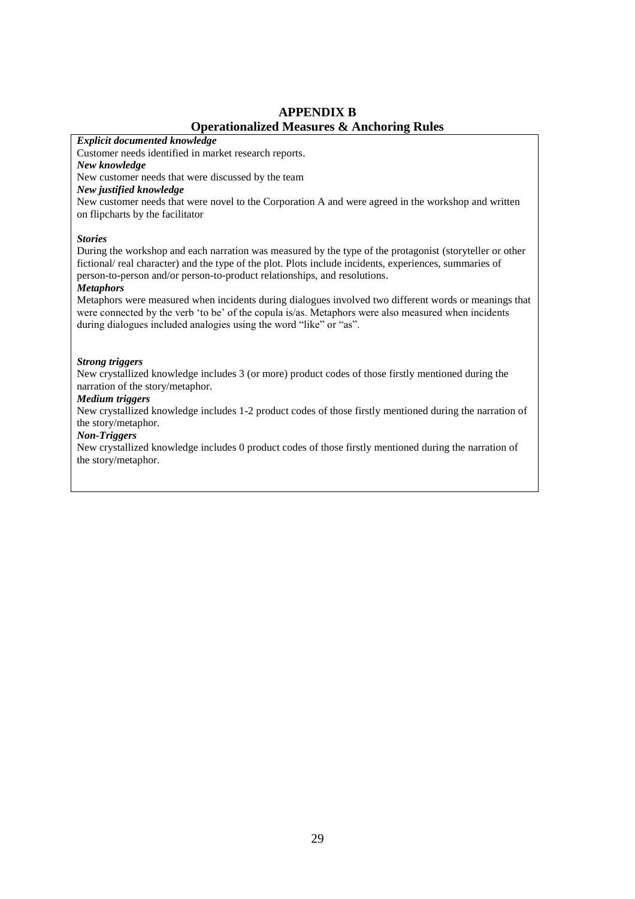# APPENDIX B
## Operationalized Measures & Anchoring Rules

***Explicit documented knowledge***

Customer needs identified in market research reports.

***New knowledge***

New customer needs that were discussed by the team

***New justified knowledge***

New customer needs that were novel to the Corporation A and were agreed in the workshop and written on flipcharts by the facilitator

***Stories***

During the workshop and each narration was measured by the type of the protagonist (storyteller or other fictional/ real character) and the type of the plot. Plots include incidents, experiences, summaries of person-to-person and/or person-to-product relationships, and resolutions.

***Metaphors***

Metaphors were measured when incidents during dialogues involved two different words or meanings that were connected by the verb 'to be' of the copula is/as. Metaphors were also measured when incidents during dialogues included analogies using the word "like" or "as".

***Strong triggers***

New crystallized knowledge includes 3 (or more) product codes of those firstly mentioned during the narration of the story/metaphor.

***Medium triggers***

New crystallized knowledge includes 1-2 product codes of those firstly mentioned during the narration of the story/metaphor.

***Non-Triggers***

New crystallized knowledge includes 0 product codes of those firstly mentioned during the narration of the story/metaphor.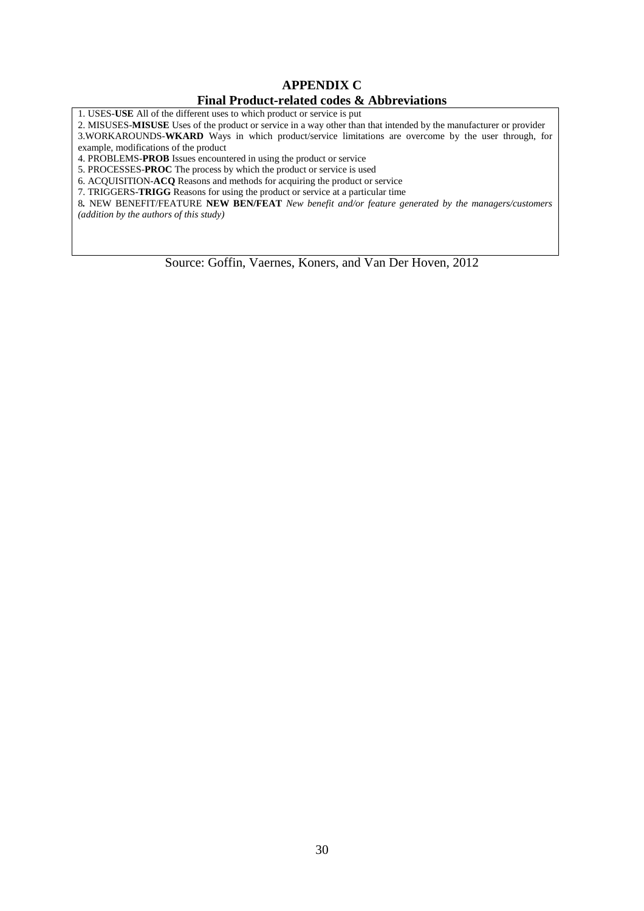## APPENDIX C

## Final Product-related codes & Abbreviations

1. USES-**USE** All of the different uses to which product or service is put
2. MISUSES-**MISUSE** Uses of the product or service in a way other than that intended by the manufacturer or provider
3.WORKAROUNDS-**WKARD** Ways in which product/service limitations are overcome by the user through, for example, modifications of the product
4. PROBLEMS-**PROB** Issues encountered in using the product or service
5. PROCESSES-**PROC** The process by which the product or service is used
6. ACQUISITION-**ACQ** Reasons and methods for acquiring the product or service
7. TRIGGERS-**TRIGG** Reasons for using the product or service at a particular time
8. NEW BENEFIT/FEATURE **NEW BEN/FEAT** *New benefit and/or feature generated by the managers/customers (addition by the authors of this study)*

Source: Goffin, Vaernes, Koners, and Van Der Hoven, 2012